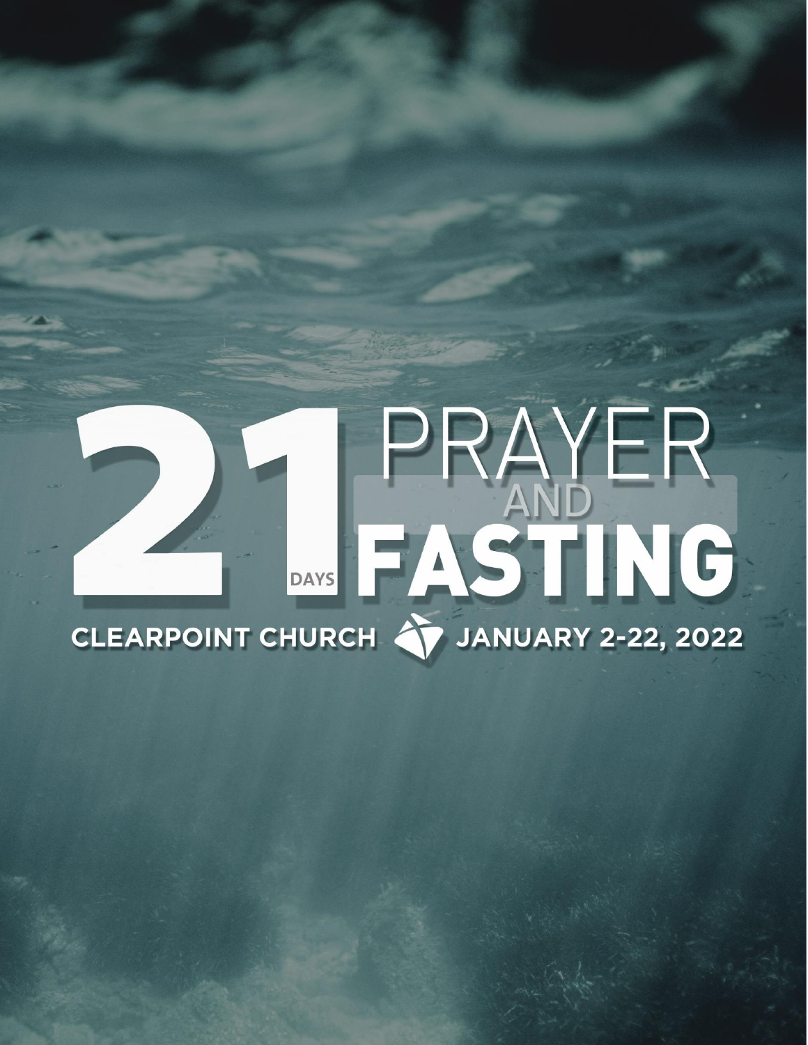# 21 DAYS PRAYER AND FASTING

CLEARPOINT CHURCH JANUARY 2-22, 2022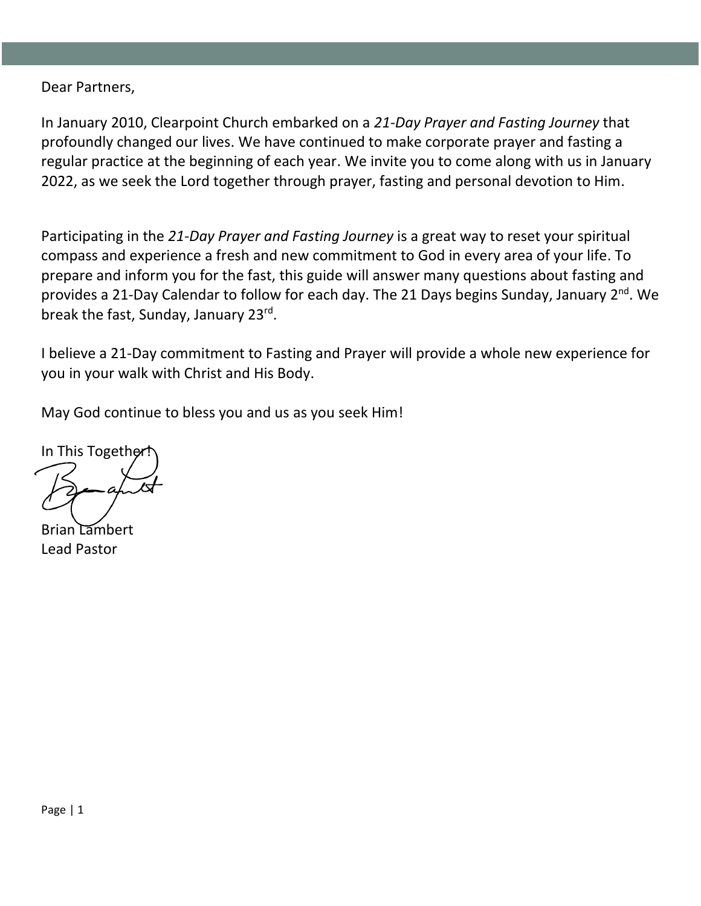Dear Partners,

In January 2010, Clearpoint Church embarked on a *21-Day Prayer and Fasting Journey* that profoundly changed our lives. We have continued to make corporate prayer and fasting a regular practice at the beginning of each year. We invite you to come along with us in January 2022, as we seek the Lord together through prayer, fasting and personal devotion to Him.

Participating in the *21-Day Prayer and Fasting Journey* is a great way to reset your spiritual compass and experience a fresh and new commitment to God in every area of your life. To prepare and inform you for the fast, this guide will answer many questions about fasting and provides a 21-Day Calendar to follow for each day. The 21 Days begins Sunday, January 2nd. We break the fast, Sunday, January 23rd.

I believe a 21-Day commitment to Fasting and Prayer will provide a whole new experience for you in your walk with Christ and His Body.

May God continue to bless you and us as you seek Him!

In This Together!

Brian Lambert
Lead Pastor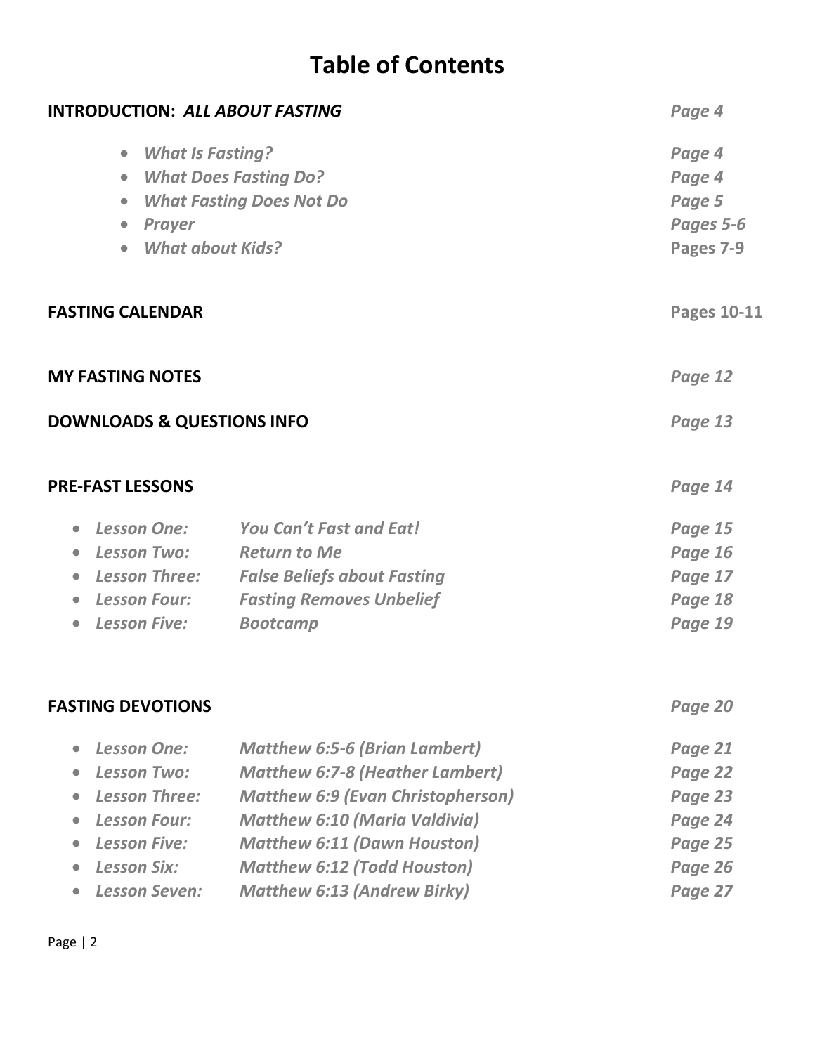# Table of Contents

**INTRODUCTION: *ALL ABOUT FASTING*** *Page 4*

- ***What Is Fasting?*** *Page 4*
- ***What Does Fasting Do?*** *Page 4*
- ***What Fasting Does Not Do*** *Page 5*
- ***Prayer*** *Pages 5-6*
- ***What about Kids?*** **Pages 7-9**

**FASTING CALENDAR** **Pages 10-11**

**MY FASTING NOTES** *Page 12*

**DOWNLOADS & QUESTIONS INFO** *Page 13*

**PRE-FAST LESSONS** *Page 14*

- ***Lesson One:*** ***You Can't Fast and Eat!*** *Page 15*
- ***Lesson Two:*** ***Return to Me*** *Page 16*
- ***Lesson Three:*** ***False Beliefs about Fasting*** *Page 17*
- ***Lesson Four:*** ***Fasting Removes Unbelief*** *Page 18*
- ***Lesson Five:*** ***Bootcamp*** *Page 19*

**FASTING DEVOTIONS** *Page 20*

- ***Lesson One:*** ***Matthew 6:5-6 (Brian Lambert)*** *Page 21*
- ***Lesson Two:*** ***Matthew 6:7-8 (Heather Lambert)*** *Page 22*
- ***Lesson Three:*** ***Matthew 6:9 (Evan Christopherson)*** *Page 23*
- ***Lesson Four:*** ***Matthew 6:10 (Maria Valdivia)*** *Page 24*
- ***Lesson Five:*** ***Matthew 6:11 (Dawn Houston)*** *Page 25*
- ***Lesson Six:*** ***Matthew 6:12 (Todd Houston)*** *Page 26*
- ***Lesson Seven:*** ***Matthew 6:13 (Andrew Birky)*** *Page 27*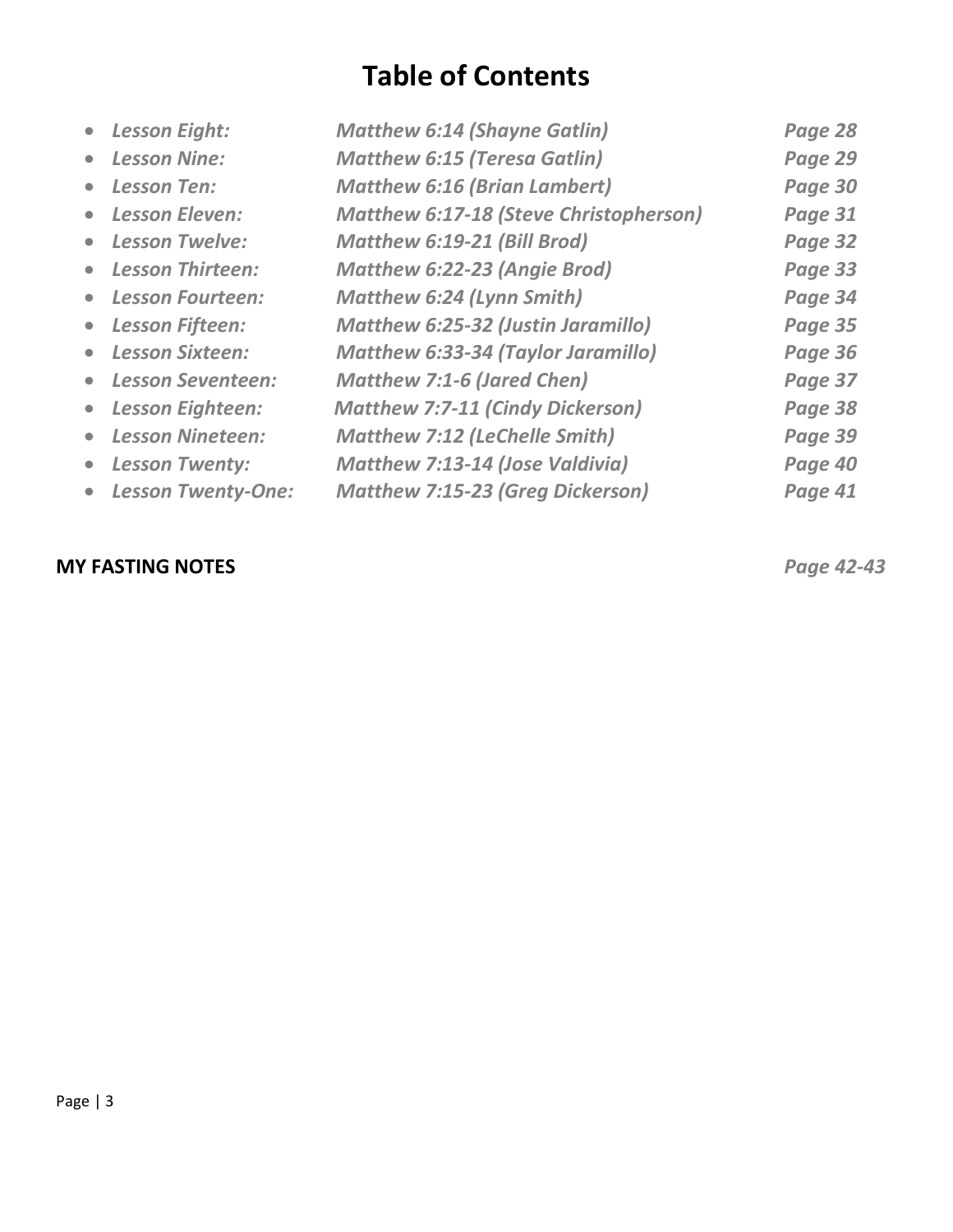# Table of Contents

- *Lesson Eight:* *Matthew 6:14 (Shayne Gatlin)* *Page 28*
- *Lesson Nine:* *Matthew 6:15 (Teresa Gatlin)* *Page 29*
- *Lesson Ten:* *Matthew 6:16 (Brian Lambert)* *Page 30*
- *Lesson Eleven:* *Matthew 6:17-18 (Steve Christopherson)* *Page 31*
- *Lesson Twelve:* *Matthew 6:19-21 (Bill Brod)* *Page 32*
- *Lesson Thirteen:* *Matthew 6:22-23 (Angie Brod)* *Page 33*
- *Lesson Fourteen:* *Matthew 6:24 (Lynn Smith)* *Page 34*
- *Lesson Fifteen:* *Matthew 6:25-32 (Justin Jaramillo)* *Page 35*
- *Lesson Sixteen:* *Matthew 6:33-34 (Taylor Jaramillo)* *Page 36*
- *Lesson Seventeen:* *Matthew 7:1-6 (Jared Chen)* *Page 37*
- *Lesson Eighteen:* *Matthew 7:7-11 (Cindy Dickerson)* *Page 38*
- *Lesson Nineteen:* *Matthew 7:12 (LeChelle Smith)* *Page 39*
- *Lesson Twenty:* *Matthew 7:13-14 (Jose Valdivia)* *Page 40*
- *Lesson Twenty-One:* *Matthew 7:15-23 (Greg Dickerson)* *Page 41*

**MY FASTING NOTES** *Page 42-43*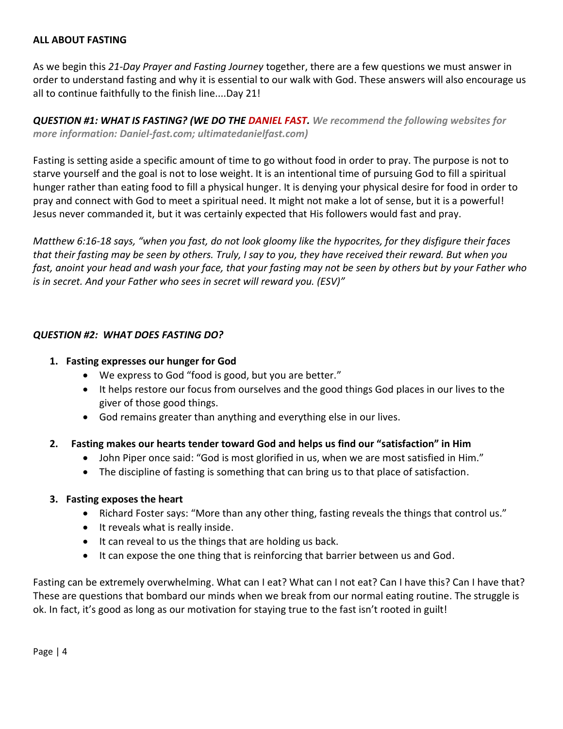**ALL ABOUT FASTING**

As we begin this *21-Day Prayer and Fasting Journey* together, there are a few questions we must answer in order to understand fasting and why it is essential to our walk with God. These answers will also encourage us all to continue faithfully to the finish line....Day 21!

***QUESTION #1: WHAT IS FASTING? (WE DO THE DANIEL FAST. We recommend the following websites for more information: Daniel-fast.com; ultimatedanielfast.com)***

Fasting is setting aside a specific amount of time to go without food in order to pray. The purpose is not to starve yourself and the goal is not to lose weight. It is an intentional time of pursuing God to fill a spiritual hunger rather than eating food to fill a physical hunger. It is denying your physical desire for food in order to pray and connect with God to meet a spiritual need. It might not make a lot of sense, but it is a powerful! Jesus never commanded it, but it was certainly expected that His followers would fast and pray.

*Matthew 6:16-18 says, "when you fast, do not look gloomy like the hypocrites, for they disfigure their faces that their fasting may be seen by others. Truly, I say to you, they have received their reward. But when you fast, anoint your head and wash your face, that your fasting may not be seen by others but by your Father who is in secret. And your Father who sees in secret will reward you. (ESV)"*

***QUESTION #2: WHAT DOES FASTING DO?***

1. **Fasting expresses our hunger for God**
   - We express to God "food is good, but you are better."
   - It helps restore our focus from ourselves and the good things God places in our lives to the giver of those good things.
   - God remains greater than anything and everything else in our lives.

2. **Fasting makes our hearts tender toward God and helps us find our "satisfaction" in Him**
   - John Piper once said: "God is most glorified in us, when we are most satisfied in Him."
   - The discipline of fasting is something that can bring us to that place of satisfaction.

3. **Fasting exposes the heart**
   - Richard Foster says: "More than any other thing, fasting reveals the things that control us."
   - It reveals what is really inside.
   - It can reveal to us the things that are holding us back.
   - It can expose the one thing that is reinforcing that barrier between us and God.

Fasting can be extremely overwhelming. What can I eat? What can I not eat? Can I have this? Can I have that? These are questions that bombard our minds when we break from our normal eating routine. The struggle is ok. In fact, it's good as long as our motivation for staying true to the fast isn't rooted in guilt!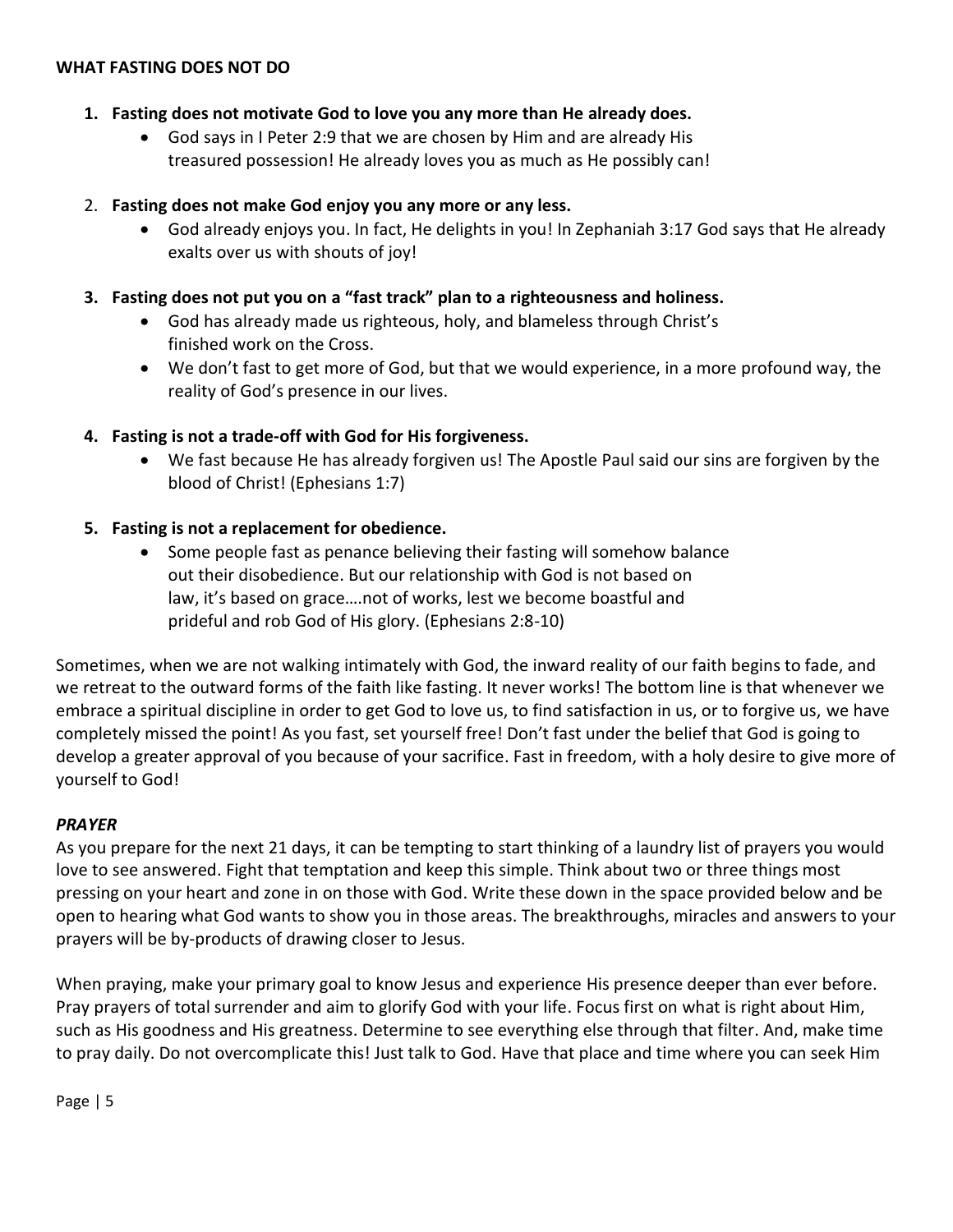**WHAT FASTING DOES NOT DO**

1. **Fasting does not motivate God to love you any more than He already does.**
   - God says in I Peter 2:9 that we are chosen by Him and are already His treasured possession! He already loves you as much as He possibly can!

2. **Fasting does not make God enjoy you any more or any less.**
   - God already enjoys you. In fact, He delights in you! In Zephaniah 3:17 God says that He already exalts over us with shouts of joy!

3. **Fasting does not put you on a "fast track" plan to a righteousness and holiness.**
   - God has already made us righteous, holy, and blameless through Christ's finished work on the Cross.
   - We don't fast to get more of God, but that we would experience, in a more profound way, the reality of God's presence in our lives.

4. **Fasting is not a trade-off with God for His forgiveness.**
   - We fast because He has already forgiven us! The Apostle Paul said our sins are forgiven by the blood of Christ! (Ephesians 1:7)

5. **Fasting is not a replacement for obedience.**
   - Some people fast as penance believing their fasting will somehow balance out their disobedience. But our relationship with God is not based on law, it's based on grace….not of works, lest we become boastful and prideful and rob God of His glory. (Ephesians 2:8-10)

Sometimes, when we are not walking intimately with God, the inward reality of our faith begins to fade, and we retreat to the outward forms of the faith like fasting. It never works! The bottom line is that whenever we embrace a spiritual discipline in order to get God to love us, to find satisfaction in us, or to forgive us, we have completely missed the point! As you fast, set yourself free! Don't fast under the belief that God is going to develop a greater approval of you because of your sacrifice. Fast in freedom, with a holy desire to give more of yourself to God!

***PRAYER***

As you prepare for the next 21 days, it can be tempting to start thinking of a laundry list of prayers you would love to see answered. Fight that temptation and keep this simple. Think about two or three things most pressing on your heart and zone in on those with God. Write these down in the space provided below and be open to hearing what God wants to show you in those areas. The breakthroughs, miracles and answers to your prayers will be by-products of drawing closer to Jesus.

When praying, make your primary goal to know Jesus and experience His presence deeper than ever before. Pray prayers of total surrender and aim to glorify God with your life. Focus first on what is right about Him, such as His goodness and His greatness. Determine to see everything else through that filter. And, make time to pray daily. Do not overcomplicate this! Just talk to God. Have that place and time where you can seek Him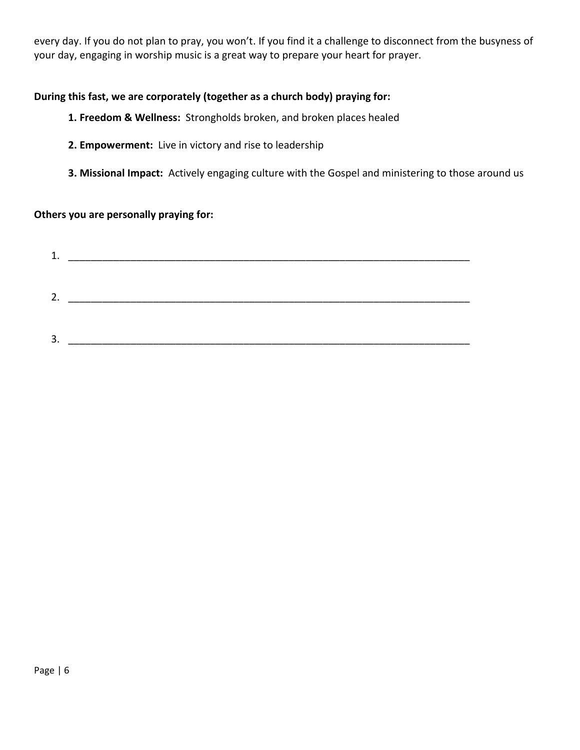every day. If you do not plan to pray, you won't. If you find it a challenge to disconnect from the busyness of your day, engaging in worship music is a great way to prepare your heart for prayer.

**During this fast, we are corporately (together as a church body) praying for:**

**1. Freedom & Wellness:** Strongholds broken, and broken places healed

**2. Empowerment:** Live in victory and rise to leadership

**3. Missional Impact:** Actively engaging culture with the Gospel and ministering to those around us

**Others you are personally praying for:**

1. ___________________________________________________________________________

2. ___________________________________________________________________________

3. ___________________________________________________________________________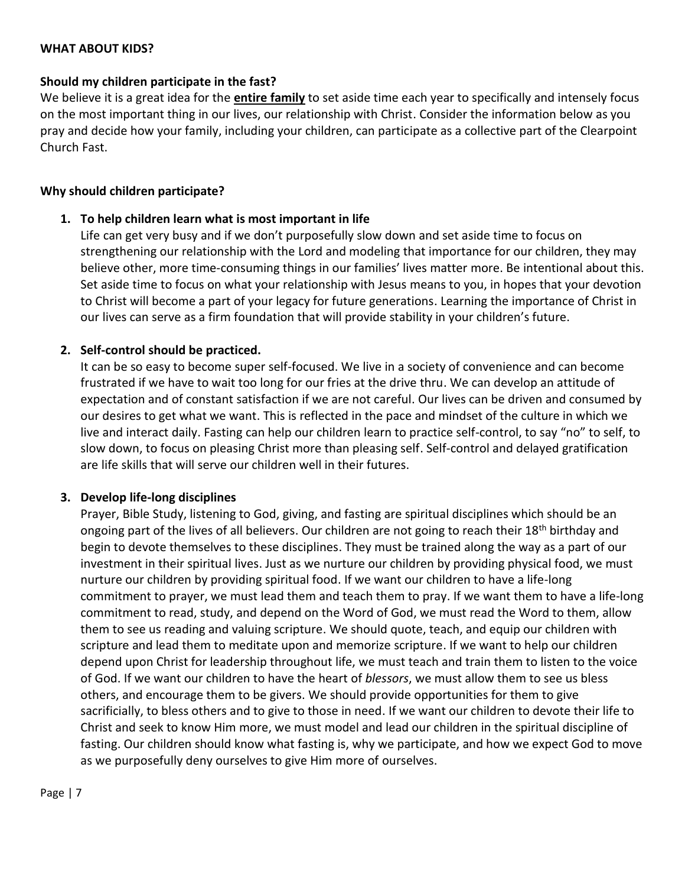## WHAT ABOUT KIDS?

### Should my children participate in the fast?

We believe it is a great idea for the **entire family** to set aside time each year to specifically and intensely focus on the most important thing in our lives, our relationship with Christ. Consider the information below as you pray and decide how your family, including your children, can participate as a collective part of the Clearpoint Church Fast.

### Why should children participate?

1. **To help children learn what is most important in life**
   Life can get very busy and if we don't purposefully slow down and set aside time to focus on strengthening our relationship with the Lord and modeling that importance for our children, they may believe other, more time-consuming things in our families' lives matter more. Be intentional about this. Set aside time to focus on what your relationship with Jesus means to you, in hopes that your devotion to Christ will become a part of your legacy for future generations. Learning the importance of Christ in our lives can serve as a firm foundation that will provide stability in your children's future.

2. **Self-control should be practiced.**
   It can be so easy to become super self-focused. We live in a society of convenience and can become frustrated if we have to wait too long for our fries at the drive thru. We can develop an attitude of expectation and of constant satisfaction if we are not careful. Our lives can be driven and consumed by our desires to get what we want. This is reflected in the pace and mindset of the culture in which we live and interact daily. Fasting can help our children learn to practice self-control, to say "no" to self, to slow down, to focus on pleasing Christ more than pleasing self. Self-control and delayed gratification are life skills that will serve our children well in their futures.

3. **Develop life-long disciplines**
   Prayer, Bible Study, listening to God, giving, and fasting are spiritual disciplines which should be an ongoing part of the lives of all believers. Our children are not going to reach their 18th birthday and begin to devote themselves to these disciplines. They must be trained along the way as a part of our investment in their spiritual lives. Just as we nurture our children by providing physical food, we must nurture our children by providing spiritual food. If we want our children to have a life-long commitment to prayer, we must lead them and teach them to pray. If we want them to have a life-long commitment to read, study, and depend on the Word of God, we must read the Word to them, allow them to see us reading and valuing scripture. We should quote, teach, and equip our children with scripture and lead them to meditate upon and memorize scripture. If we want to help our children depend upon Christ for leadership throughout life, we must teach and train them to listen to the voice of God. If we want our children to have the heart of *blessors*, we must allow them to see us bless others, and encourage them to be givers. We should provide opportunities for them to give sacrificially, to bless others and to give to those in need. If we want our children to devote their life to Christ and seek to know Him more, we must model and lead our children in the spiritual discipline of fasting. Our children should know what fasting is, why we participate, and how we expect God to move as we purposefully deny ourselves to give Him more of ourselves.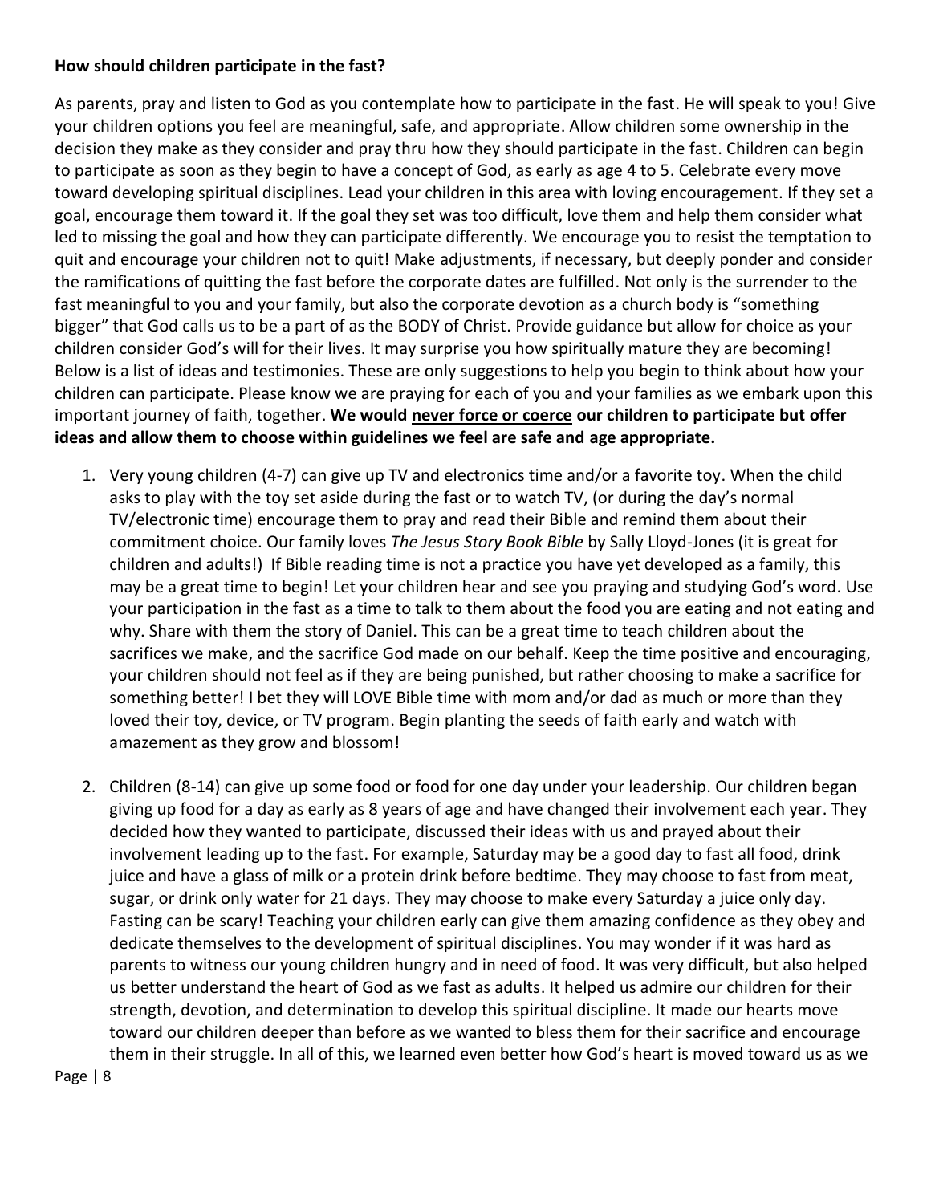**How should children participate in the fast?**

As parents, pray and listen to God as you contemplate how to participate in the fast. He will speak to you! Give your children options you feel are meaningful, safe, and appropriate. Allow children some ownership in the decision they make as they consider and pray thru how they should participate in the fast. Children can begin to participate as soon as they begin to have a concept of God, as early as age 4 to 5. Celebrate every move toward developing spiritual disciplines. Lead your children in this area with loving encouragement. If they set a goal, encourage them toward it. If the goal they set was too difficult, love them and help them consider what led to missing the goal and how they can participate differently. We encourage you to resist the temptation to quit and encourage your children not to quit! Make adjustments, if necessary, but deeply ponder and consider the ramifications of quitting the fast before the corporate dates are fulfilled. Not only is the surrender to the fast meaningful to you and your family, but also the corporate devotion as a church body is "something bigger" that God calls us to be a part of as the BODY of Christ. Provide guidance but allow for choice as your children consider God's will for their lives. It may surprise you how spiritually mature they are becoming! Below is a list of ideas and testimonies. These are only suggestions to help you begin to think about how your children can participate. Please know we are praying for each of you and your families as we embark upon this important journey of faith, together. **We would <u>never force or coerce</u> our children to participate but offer ideas and allow them to choose within guidelines we feel are safe and age appropriate.**

1. Very young children (4-7) can give up TV and electronics time and/or a favorite toy. When the child asks to play with the toy set aside during the fast or to watch TV, (or during the day's normal TV/electronic time) encourage them to pray and read their Bible and remind them about their commitment choice. Our family loves *The Jesus Story Book Bible* by Sally Lloyd-Jones (it is great for children and adults!) If Bible reading time is not a practice you have yet developed as a family, this may be a great time to begin! Let your children hear and see you praying and studying God's word. Use your participation in the fast as a time to talk to them about the food you are eating and not eating and why. Share with them the story of Daniel. This can be a great time to teach children about the sacrifices we make, and the sacrifice God made on our behalf. Keep the time positive and encouraging, your children should not feel as if they are being punished, but rather choosing to make a sacrifice for something better! I bet they will LOVE Bible time with mom and/or dad as much or more than they loved their toy, device, or TV program. Begin planting the seeds of faith early and watch with amazement as they grow and blossom!

2. Children (8-14) can give up some food or food for one day under your leadership. Our children began giving up food for a day as early as 8 years of age and have changed their involvement each year. They decided how they wanted to participate, discussed their ideas with us and prayed about their involvement leading up to the fast. For example, Saturday may be a good day to fast all food, drink juice and have a glass of milk or a protein drink before bedtime. They may choose to fast from meat, sugar, or drink only water for 21 days. They may choose to make every Saturday a juice only day. Fasting can be scary! Teaching your children early can give them amazing confidence as they obey and dedicate themselves to the development of spiritual disciplines. You may wonder if it was hard as parents to witness our young children hungry and in need of food. It was very difficult, but also helped us better understand the heart of God as we fast as adults. It helped us admire our children for their strength, devotion, and determination to develop this spiritual discipline. It made our hearts move toward our children deeper than before as we wanted to bless them for their sacrifice and encourage them in their struggle. In all of this, we learned even better how God's heart is moved toward us as we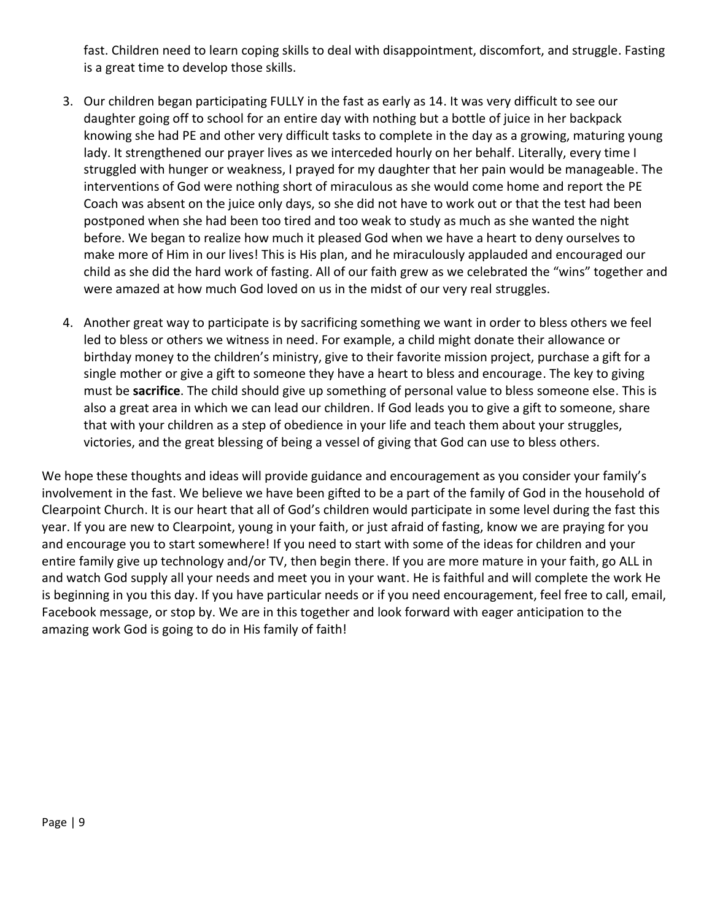fast. Children need to learn coping skills to deal with disappointment, discomfort, and struggle. Fasting is a great time to develop those skills.

3. Our children began participating FULLY in the fast as early as 14. It was very difficult to see our daughter going off to school for an entire day with nothing but a bottle of juice in her backpack knowing she had PE and other very difficult tasks to complete in the day as a growing, maturing young lady. It strengthened our prayer lives as we interceded hourly on her behalf. Literally, every time I struggled with hunger or weakness, I prayed for my daughter that her pain would be manageable. The interventions of God were nothing short of miraculous as she would come home and report the PE Coach was absent on the juice only days, so she did not have to work out or that the test had been postponed when she had been too tired and too weak to study as much as she wanted the night before. We began to realize how much it pleased God when we have a heart to deny ourselves to make more of Him in our lives! This is His plan, and he miraculously applauded and encouraged our child as she did the hard work of fasting. All of our faith grew as we celebrated the "wins" together and were amazed at how much God loved on us in the midst of our very real struggles.

4. Another great way to participate is by sacrificing something we want in order to bless others we feel led to bless or others we witness in need. For example, a child might donate their allowance or birthday money to the children's ministry, give to their favorite mission project, purchase a gift for a single mother or give a gift to someone they have a heart to bless and encourage. The key to giving must be **sacrifice**. The child should give up something of personal value to bless someone else. This is also a great area in which we can lead our children. If God leads you to give a gift to someone, share that with your children as a step of obedience in your life and teach them about your struggles, victories, and the great blessing of being a vessel of giving that God can use to bless others.

We hope these thoughts and ideas will provide guidance and encouragement as you consider your family's involvement in the fast. We believe we have been gifted to be a part of the family of God in the household of Clearpoint Church. It is our heart that all of God's children would participate in some level during the fast this year. If you are new to Clearpoint, young in your faith, or just afraid of fasting, know we are praying for you and encourage you to start somewhere! If you need to start with some of the ideas for children and your entire family give up technology and/or TV, then begin there. If you are more mature in your faith, go ALL in and watch God supply all your needs and meet you in your want. He is faithful and will complete the work He is beginning in you this day. If you have particular needs or if you need encouragement, feel free to call, email, Facebook message, or stop by. We are in this together and look forward with eager anticipation to the amazing work God is going to do in His family of faith!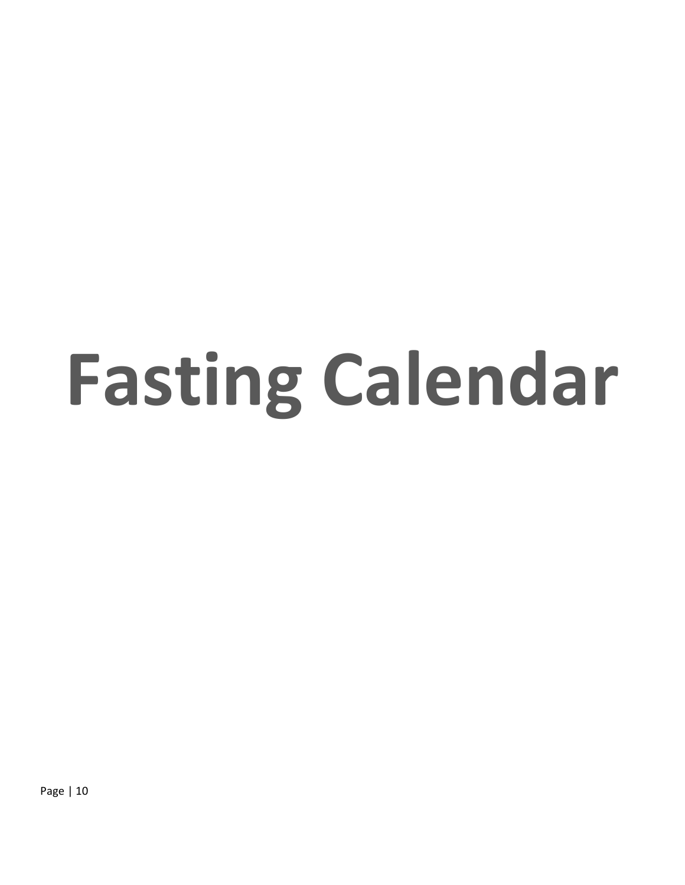# Fasting Calendar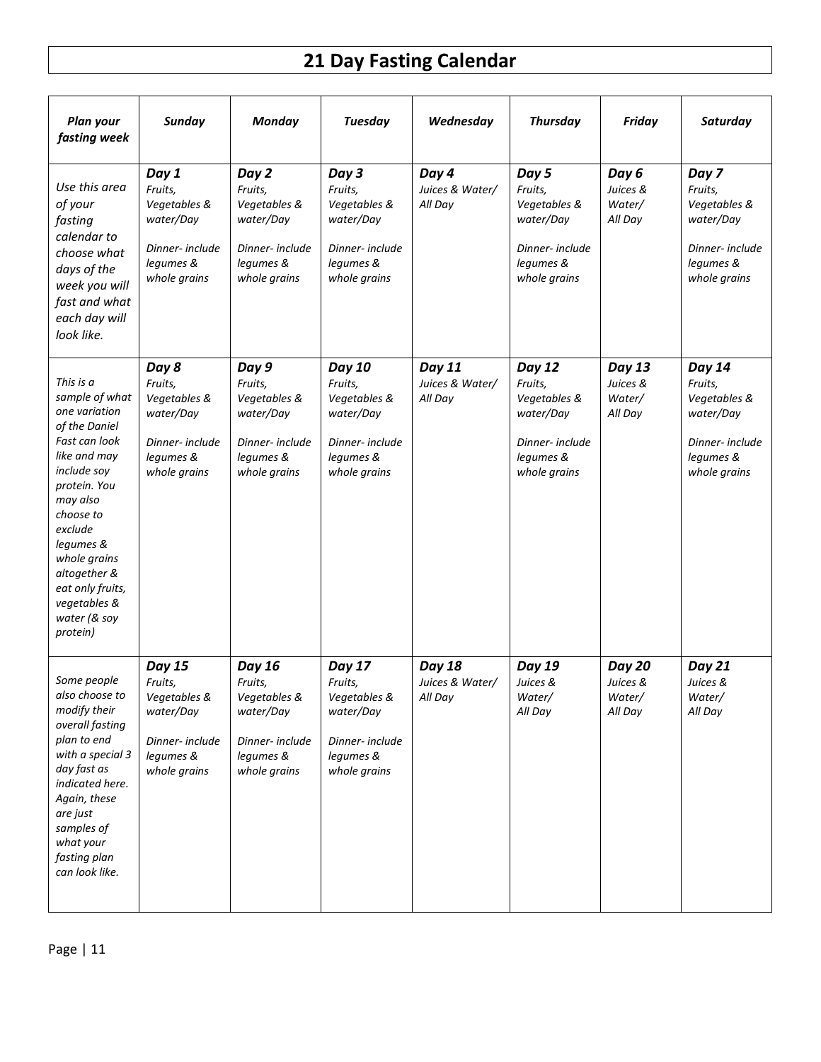# 21 Day Fasting Calendar

| *Plan your fasting week* | *Sunday* | *Monday* | *Tuesday* | *Wednesday* | *Thursday* | *Friday* | *Saturday* |
|---|---|---|---|---|---|---|---|
| *Use this area of your fasting calendar to choose what days of the week you will fast and what each day will look like.* | ***Day 1*** *Fruits, Vegetables & water/Day* *Dinner- include legumes & whole grains* | ***Day 2*** *Fruits, Vegetables & water/Day* *Dinner- include legumes & whole grains* | ***Day 3*** *Fruits, Vegetables & water/Day* *Dinner- include legumes & whole grains* | ***Day 4*** *Juices & Water/ All Day* | ***Day 5*** *Fruits, Vegetables & water/Day* *Dinner- include legumes & whole grains* | ***Day 6*** *Juices & Water/ All Day* | ***Day 7*** *Fruits, Vegetables & water/Day* *Dinner- include legumes & whole grains* |
| *This is a sample of what one variation of the Daniel Fast can look like and may include soy protein. You may also choose to exclude legumes & whole grains altogether & eat only fruits, vegetables & water (& soy protein)* | ***Day 8*** *Fruits, Vegetables & water/Day* *Dinner- include legumes & whole grains* | ***Day 9*** *Fruits, Vegetables & water/Day* *Dinner- include legumes & whole grains* | ***Day 10*** *Fruits, Vegetables & water/Day* *Dinner- include legumes & whole grains* | ***Day 11*** *Juices & Water/ All Day* | ***Day 12*** *Fruits, Vegetables & water/Day* *Dinner- include legumes & whole grains* | ***Day 13*** *Juices & Water/ All Day* | ***Day 14*** *Fruits, Vegetables & water/Day* *Dinner- include legumes & whole grains* |
| *Some people also choose to modify their overall fasting plan to end with a special 3 day fast as indicated here. Again, these are just samples of what your fasting plan can look like.* | ***Day 15*** *Fruits, Vegetables & water/Day* *Dinner- include legumes & whole grains* | ***Day 16*** *Fruits, Vegetables & water/Day* *Dinner- include legumes & whole grains* | ***Day 17*** *Fruits, Vegetables & water/Day* *Dinner- include legumes & whole grains* | ***Day 18*** *Juices & Water/ All Day* | ***Day 19*** *Juices & Water/ All Day* | ***Day 20*** *Juices & Water/ All Day* | ***Day 21*** *Juices & Water/ All Day* |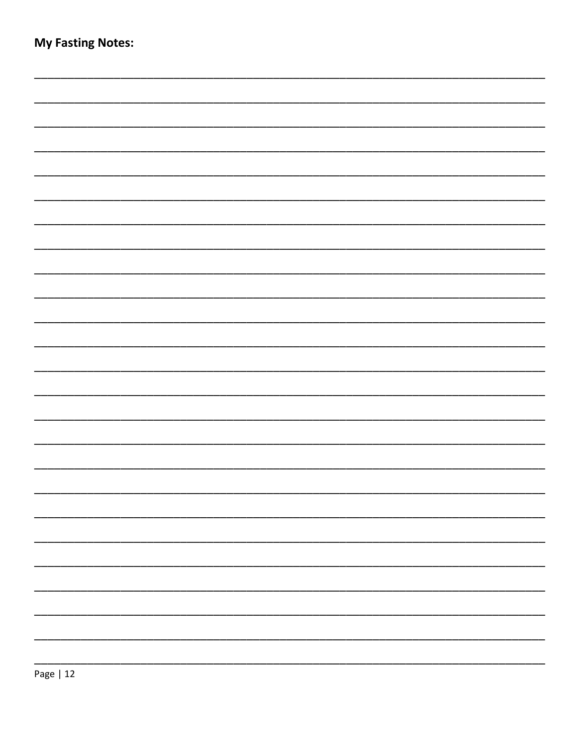**My Fasting Notes:**

_______________________________________________________________________________

_______________________________________________________________________________

_______________________________________________________________________________

_______________________________________________________________________________

_______________________________________________________________________________

_______________________________________________________________________________

_______________________________________________________________________________

_______________________________________________________________________________

_______________________________________________________________________________

_______________________________________________________________________________

_______________________________________________________________________________

_______________________________________________________________________________

_______________________________________________________________________________

_______________________________________________________________________________

_______________________________________________________________________________

_______________________________________________________________________________

_______________________________________________________________________________

_______________________________________________________________________________

_______________________________________________________________________________

_______________________________________________________________________________

_______________________________________________________________________________

_______________________________________________________________________________

_______________________________________________________________________________

_______________________________________________________________________________

_______________________________________________________________________________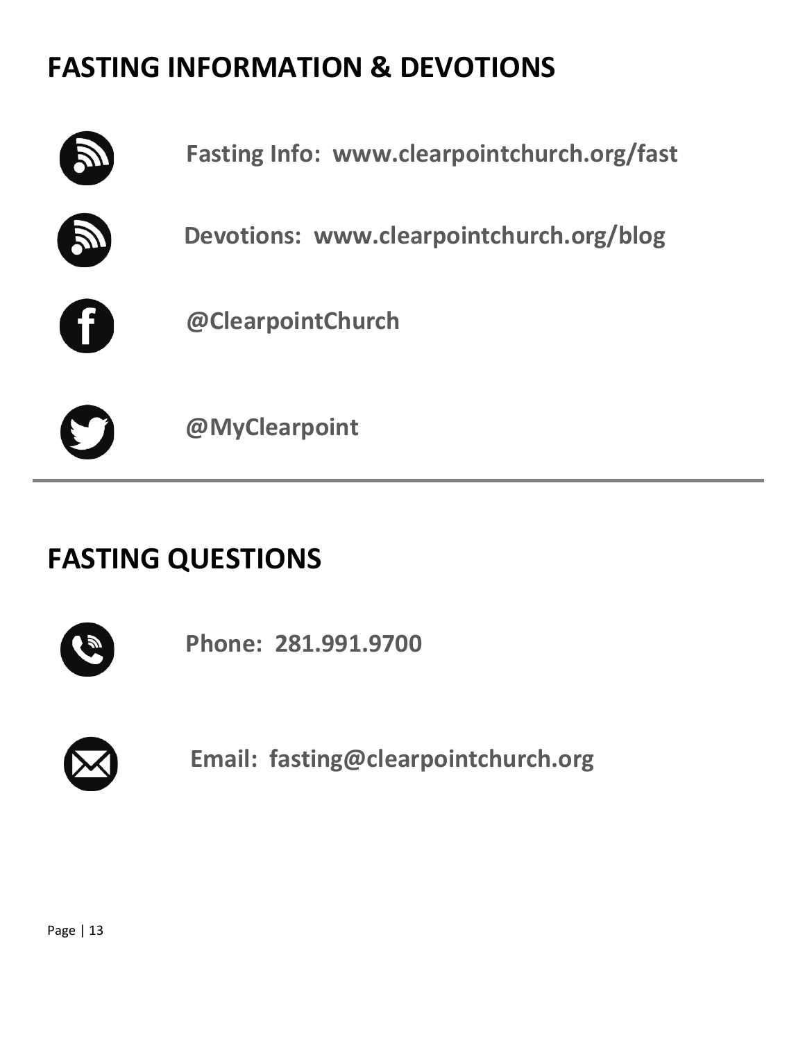## FASTING INFORMATION & DEVOTIONS

**Fasting Info: www.clearpointchurch.org/fast**

**Devotions: www.clearpointchurch.org/blog**

**@ClearpointChurch**

**@MyClearpoint**

---

## FASTING QUESTIONS

**Phone: 281.991.9700**

**Email: fasting@clearpointchurch.org**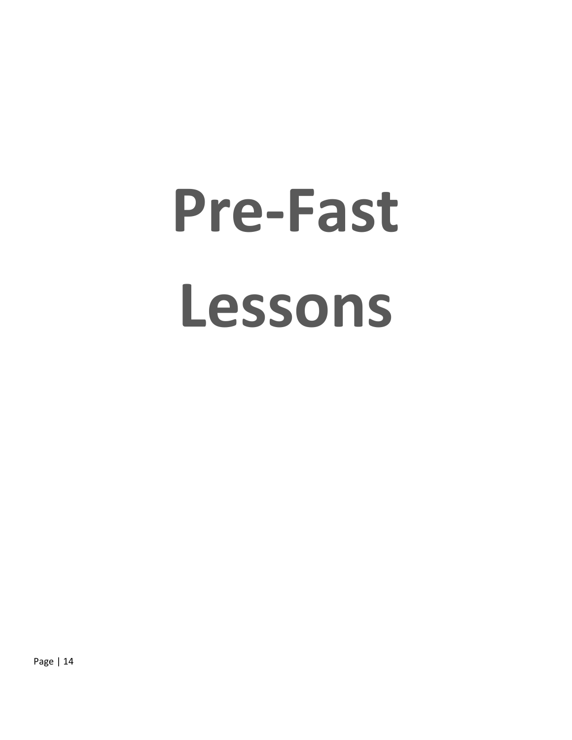# Pre-Fast Lessons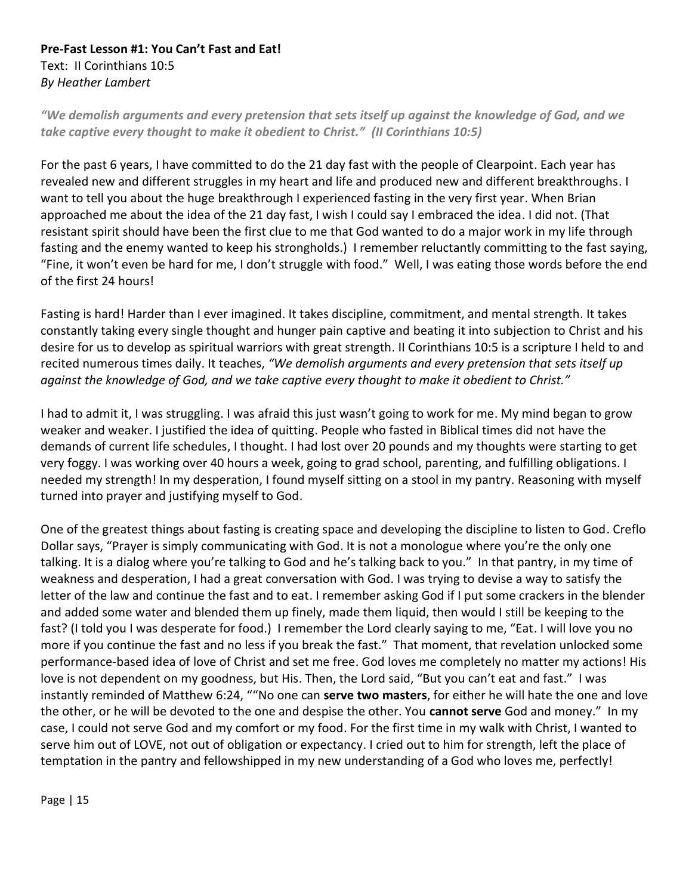**Pre-Fast Lesson #1: You Can't Fast and Eat!**
Text: II Corinthians 10:5
*By Heather Lambert*

***"We demolish arguments and every pretension that sets itself up against the knowledge of God, and we take captive every thought to make it obedient to Christ." (II Corinthians 10:5)***

For the past 6 years, I have committed to do the 21 day fast with the people of Clearpoint. Each year has revealed new and different struggles in my heart and life and produced new and different breakthroughs. I want to tell you about the huge breakthrough I experienced fasting in the very first year. When Brian approached me about the idea of the 21 day fast, I wish I could say I embraced the idea. I did not. (That resistant spirit should have been the first clue to me that God wanted to do a major work in my life through fasting and the enemy wanted to keep his strongholds.) I remember reluctantly committing to the fast saying, "Fine, it won't even be hard for me, I don't struggle with food." Well, I was eating those words before the end of the first 24 hours!

Fasting is hard! Harder than I ever imagined. It takes discipline, commitment, and mental strength. It takes constantly taking every single thought and hunger pain captive and beating it into subjection to Christ and his desire for us to develop as spiritual warriors with great strength. II Corinthians 10:5 is a scripture I held to and recited numerous times daily. It teaches, *"We demolish arguments and every pretension that sets itself up against the knowledge of God, and we take captive every thought to make it obedient to Christ."*

I had to admit it, I was struggling. I was afraid this just wasn't going to work for me. My mind began to grow weaker and weaker. I justified the idea of quitting. People who fasted in Biblical times did not have the demands of current life schedules, I thought. I had lost over 20 pounds and my thoughts were starting to get very foggy. I was working over 40 hours a week, going to grad school, parenting, and fulfilling obligations. I needed my strength! In my desperation, I found myself sitting on a stool in my pantry. Reasoning with myself turned into prayer and justifying myself to God.

One of the greatest things about fasting is creating space and developing the discipline to listen to God. Creflo Dollar says, "Prayer is simply communicating with God. It is not a monologue where you're the only one talking. It is a dialog where you're talking to God and he's talking back to you." In that pantry, in my time of weakness and desperation, I had a great conversation with God. I was trying to devise a way to satisfy the letter of the law and continue the fast and to eat. I remember asking God if I put some crackers in the blender and added some water and blended them up finely, made them liquid, then would I still be keeping to the fast? (I told you I was desperate for food.) I remember the Lord clearly saying to me, "Eat. I will love you no more if you continue the fast and no less if you break the fast." That moment, that revelation unlocked some performance-based idea of love of Christ and set me free. God loves me completely no matter my actions! His love is not dependent on my goodness, but His. Then, the Lord said, "But you can't eat and fast." I was instantly reminded of Matthew 6:24, ""No one can **serve two masters**, for either he will hate the one and love the other, or he will be devoted to the one and despise the other. You **cannot serve** God and money." In my case, I could not serve God and my comfort or my food. For the first time in my walk with Christ, I wanted to serve him out of LOVE, not out of obligation or expectancy. I cried out to him for strength, left the place of temptation in the pantry and fellowshipped in my new understanding of a God who loves me, perfectly!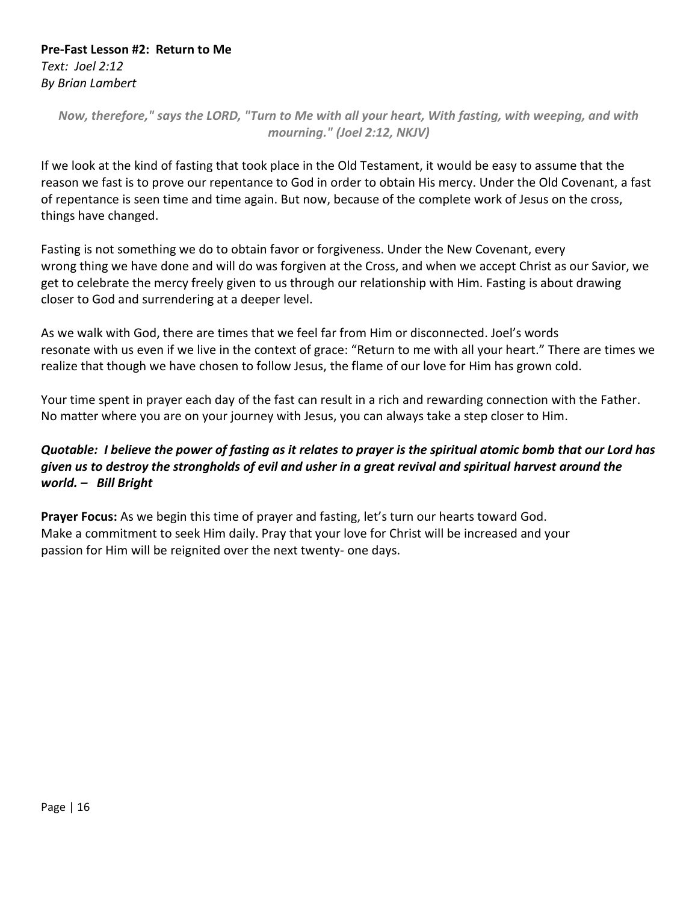**Pre-Fast Lesson #2: Return to Me**
*Text: Joel 2:12*
*By Brian Lambert*

*Now, therefore," says the LORD, "Turn to Me with all your heart, With fasting, with weeping, and with mourning." (Joel 2:12, NKJV)*

If we look at the kind of fasting that took place in the Old Testament, it would be easy to assume that the reason we fast is to prove our repentance to God in order to obtain His mercy. Under the Old Covenant, a fast of repentance is seen time and time again. But now, because of the complete work of Jesus on the cross, things have changed.

Fasting is not something we do to obtain favor or forgiveness. Under the New Covenant, every wrong thing we have done and will do was forgiven at the Cross, and when we accept Christ as our Savior, we get to celebrate the mercy freely given to us through our relationship with Him. Fasting is about drawing closer to God and surrendering at a deeper level.

As we walk with God, there are times that we feel far from Him or disconnected. Joel's words resonate with us even if we live in the context of grace: "Return to me with all your heart." There are times we realize that though we have chosen to follow Jesus, the flame of our love for Him has grown cold.

Your time spent in prayer each day of the fast can result in a rich and rewarding connection with the Father. No matter where you are on your journey with Jesus, you can always take a step closer to Him.

***Quotable: I believe the power of fasting as it relates to prayer is the spiritual atomic bomb that our Lord has given us to destroy the strongholds of evil and usher in a great revival and spiritual harvest around the world. – Bill Bright***

**Prayer Focus:** As we begin this time of prayer and fasting, let's turn our hearts toward God. Make a commitment to seek Him daily. Pray that your love for Christ will be increased and your passion for Him will be reignited over the next twenty- one days.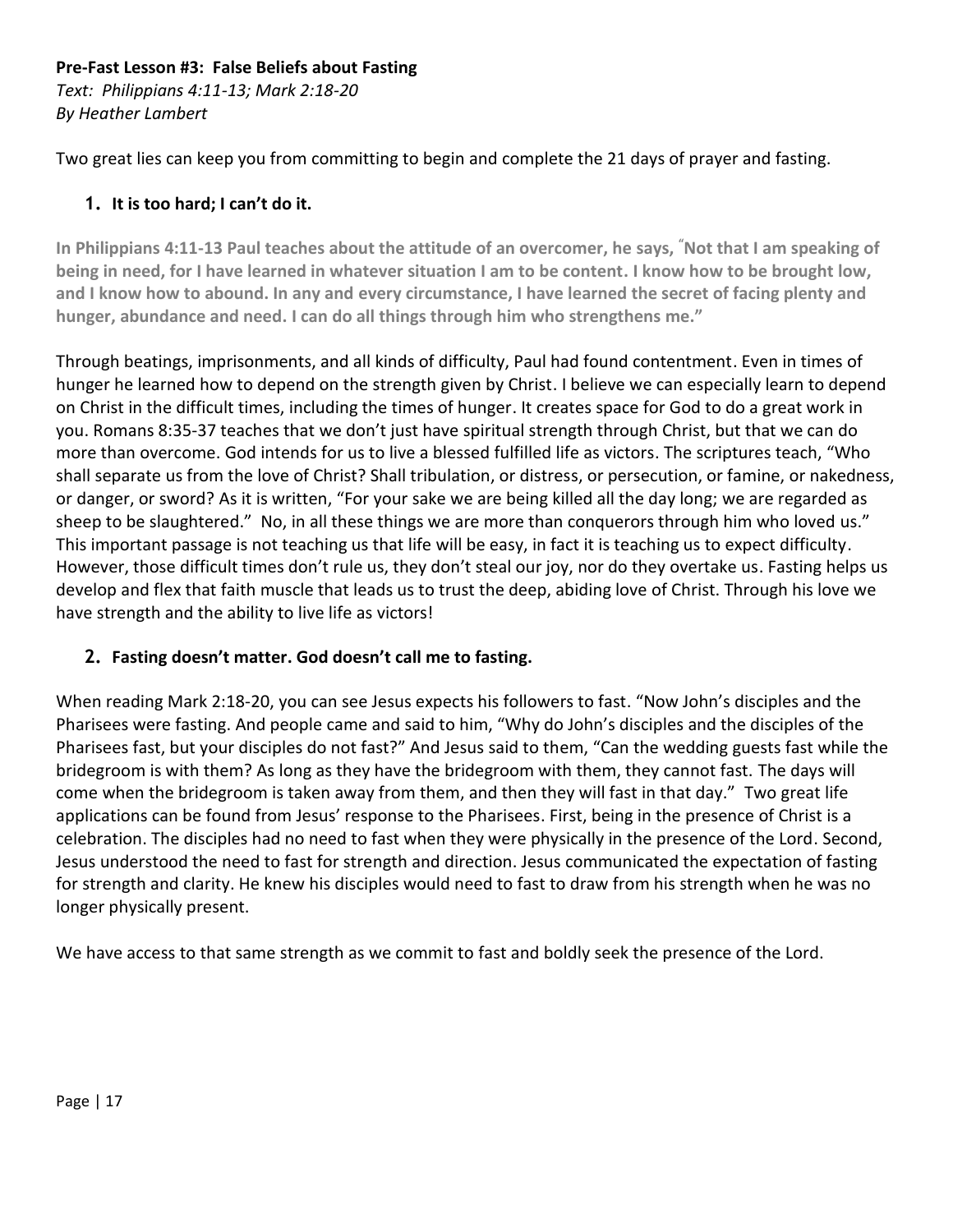**Pre-Fast Lesson #3: False Beliefs about Fasting**
*Text: Philippians 4:11-13; Mark 2:18-20*
*By Heather Lambert*

Two great lies can keep you from committing to begin and complete the 21 days of prayer and fasting.

1. **It is too hard; I can't do it.**

**In Philippians 4:11-13 Paul teaches about the attitude of an overcomer, he says, "Not that I am speaking of being in need, for I have learned in whatever situation I am to be content. I know how to be brought low, and I know how to abound. In any and every circumstance, I have learned the secret of facing plenty and hunger, abundance and need. I can do all things through him who strengthens me."**

Through beatings, imprisonments, and all kinds of difficulty, Paul had found contentment. Even in times of hunger he learned how to depend on the strength given by Christ. I believe we can especially learn to depend on Christ in the difficult times, including the times of hunger. It creates space for God to do a great work in you. Romans 8:35-37 teaches that we don't just have spiritual strength through Christ, but that we can do more than overcome. God intends for us to live a blessed fulfilled life as victors. The scriptures teach, "Who shall separate us from the love of Christ? Shall tribulation, or distress, or persecution, or famine, or nakedness, or danger, or sword? As it is written, "For your sake we are being killed all the day long; we are regarded as sheep to be slaughtered." No, in all these things we are more than conquerors through him who loved us." This important passage is not teaching us that life will be easy, in fact it is teaching us to expect difficulty. However, those difficult times don't rule us, they don't steal our joy, nor do they overtake us. Fasting helps us develop and flex that faith muscle that leads us to trust the deep, abiding love of Christ. Through his love we have strength and the ability to live life as victors!

2. **Fasting doesn't matter. God doesn't call me to fasting.**

When reading Mark 2:18-20, you can see Jesus expects his followers to fast. "Now John's disciples and the Pharisees were fasting. And people came and said to him, "Why do John's disciples and the disciples of the Pharisees fast, but your disciples do not fast?" And Jesus said to them, "Can the wedding guests fast while the bridegroom is with them? As long as they have the bridegroom with them, they cannot fast. The days will come when the bridegroom is taken away from them, and then they will fast in that day." Two great life applications can be found from Jesus' response to the Pharisees. First, being in the presence of Christ is a celebration. The disciples had no need to fast when they were physically in the presence of the Lord. Second, Jesus understood the need to fast for strength and direction. Jesus communicated the expectation of fasting for strength and clarity. He knew his disciples would need to fast to draw from his strength when he was no longer physically present.

We have access to that same strength as we commit to fast and boldly seek the presence of the Lord.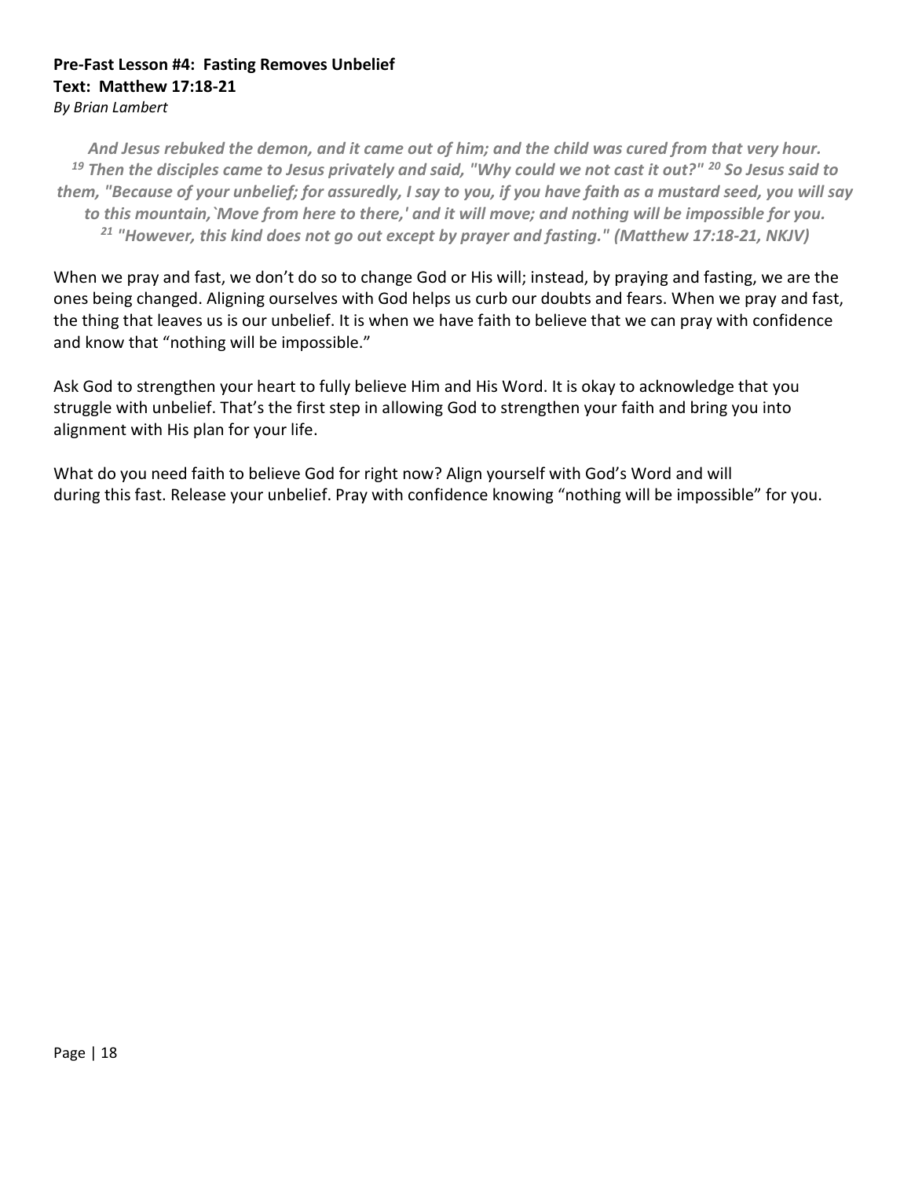**Pre-Fast Lesson #4: Fasting Removes Unbelief**
**Text: Matthew 17:18-21**
*By Brian Lambert*

***And Jesus rebuked the demon, and it came out of him; and the child was cured from that very hour. [19] Then the disciples came to Jesus privately and said, "Why could we not cast it out?" [20] So Jesus said to them, "Because of your unbelief; for assuredly, I say to you, if you have faith as a mustard seed, you will say to this mountain,`Move from here to there,' and it will move; and nothing will be impossible for you. [21] "However, this kind does not go out except by prayer and fasting." (Matthew 17:18-21, NKJV)***

When we pray and fast, we don't do so to change God or His will; instead, by praying and fasting, we are the ones being changed. Aligning ourselves with God helps us curb our doubts and fears. When we pray and fast, the thing that leaves us is our unbelief. It is when we have faith to believe that we can pray with confidence and know that "nothing will be impossible."

Ask God to strengthen your heart to fully believe Him and His Word. It is okay to acknowledge that you struggle with unbelief. That's the first step in allowing God to strengthen your faith and bring you into alignment with His plan for your life.

What do you need faith to believe God for right now? Align yourself with God's Word and will during this fast. Release your unbelief. Pray with confidence knowing "nothing will be impossible" for you.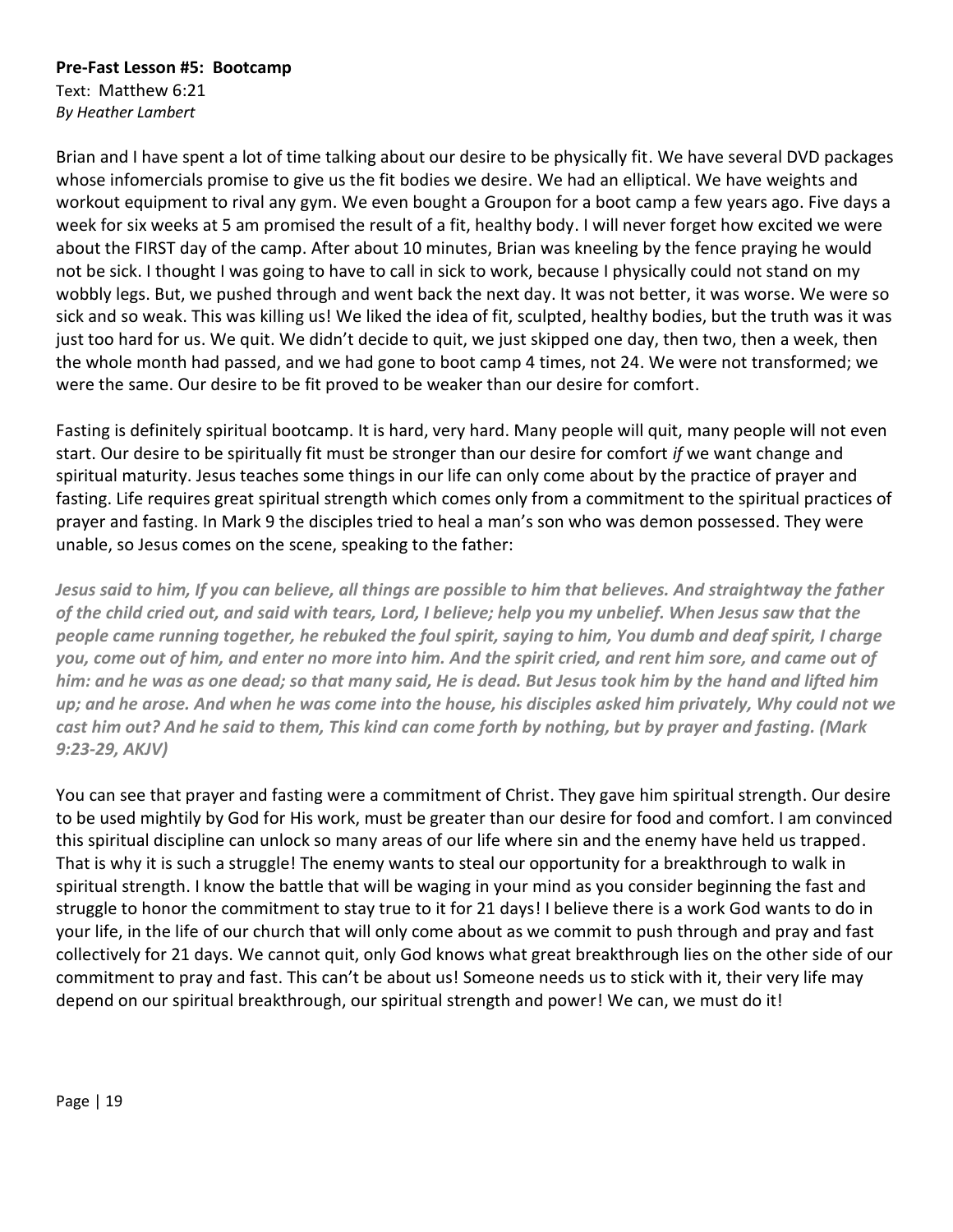**Pre-Fast Lesson #5: Bootcamp**
Text: Matthew 6:21
*By Heather Lambert*

Brian and I have spent a lot of time talking about our desire to be physically fit. We have several DVD packages whose infomercials promise to give us the fit bodies we desire. We had an elliptical. We have weights and workout equipment to rival any gym. We even bought a Groupon for a boot camp a few years ago. Five days a week for six weeks at 5 am promised the result of a fit, healthy body. I will never forget how excited we were about the FIRST day of the camp. After about 10 minutes, Brian was kneeling by the fence praying he would not be sick. I thought I was going to have to call in sick to work, because I physically could not stand on my wobbly legs. But, we pushed through and went back the next day. It was not better, it was worse. We were so sick and so weak. This was killing us! We liked the idea of fit, sculpted, healthy bodies, but the truth was it was just too hard for us. We quit. We didn't decide to quit, we just skipped one day, then two, then a week, then the whole month had passed, and we had gone to boot camp 4 times, not 24. We were not transformed; we were the same. Our desire to be fit proved to be weaker than our desire for comfort.

Fasting is definitely spiritual bootcamp. It is hard, very hard. Many people will quit, many people will not even start. Our desire to be spiritually fit must be stronger than our desire for comfort *if* we want change and spiritual maturity. Jesus teaches some things in our life can only come about by the practice of prayer and fasting. Life requires great spiritual strength which comes only from a commitment to the spiritual practices of prayer and fasting. In Mark 9 the disciples tried to heal a man's son who was demon possessed. They were unable, so Jesus comes on the scene, speaking to the father:

***Jesus said to him, If you can believe, all things are possible to him that believes. And straightway the father of the child cried out, and said with tears, Lord, I believe; help you my unbelief. When Jesus saw that the people came running together, he rebuked the foul spirit, saying to him, You dumb and deaf spirit, I charge you, come out of him, and enter no more into him. And the spirit cried, and rent him sore, and came out of him: and he was as one dead; so that many said, He is dead. But Jesus took him by the hand and lifted him up; and he arose. And when he was come into the house, his disciples asked him privately, Why could not we cast him out? And he said to them, This kind can come forth by nothing, but by prayer and fasting. (Mark 9:23-29, AKJV)***

You can see that prayer and fasting were a commitment of Christ. They gave him spiritual strength. Our desire to be used mightily by God for His work, must be greater than our desire for food and comfort. I am convinced this spiritual discipline can unlock so many areas of our life where sin and the enemy have held us trapped. That is why it is such a struggle! The enemy wants to steal our opportunity for a breakthrough to walk in spiritual strength. I know the battle that will be waging in your mind as you consider beginning the fast and struggle to honor the commitment to stay true to it for 21 days! I believe there is a work God wants to do in your life, in the life of our church that will only come about as we commit to push through and pray and fast collectively for 21 days. We cannot quit, only God knows what great breakthrough lies on the other side of our commitment to pray and fast. This can't be about us! Someone needs us to stick with it, their very life may depend on our spiritual breakthrough, our spiritual strength and power! We can, we must do it!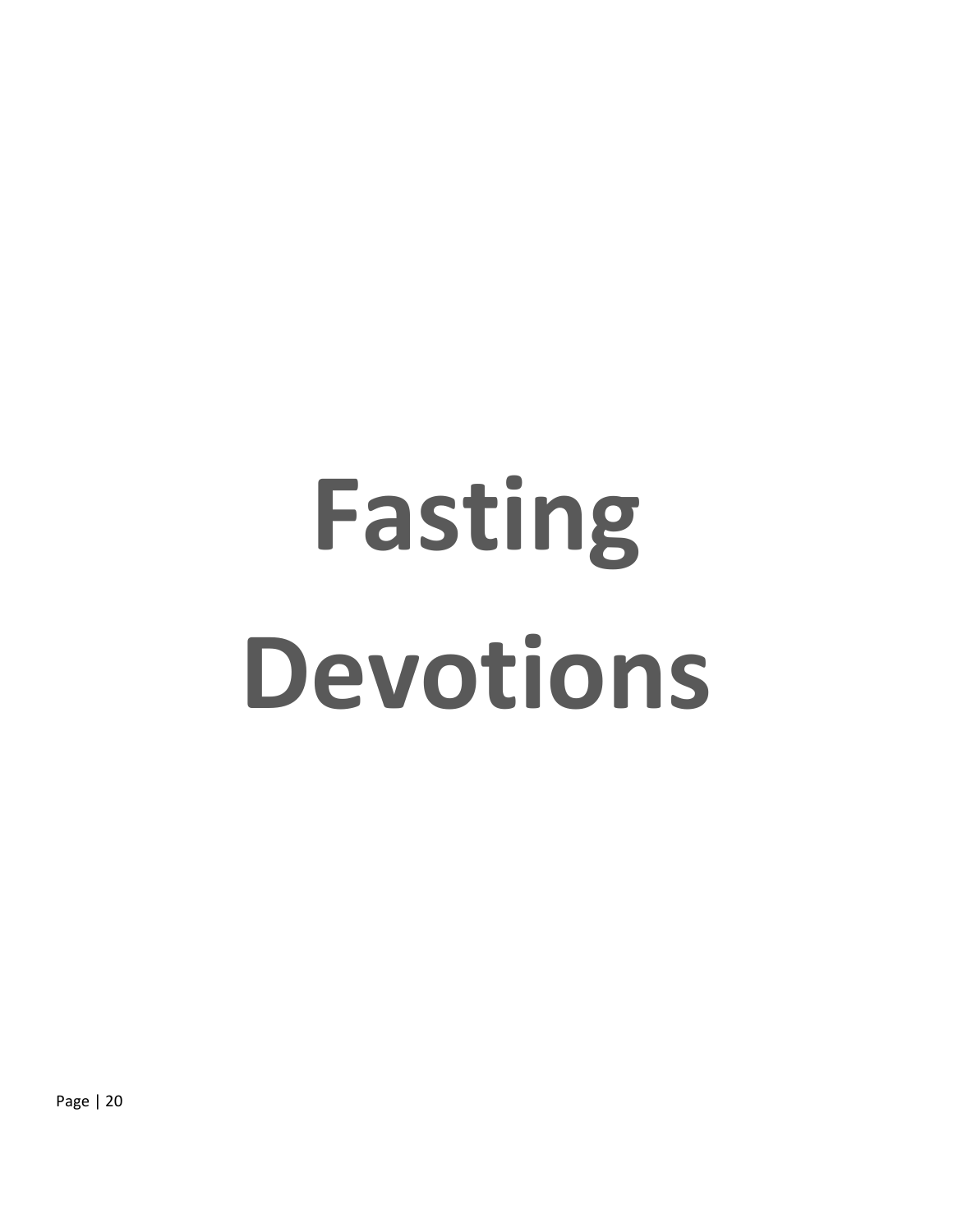# Fasting Devotions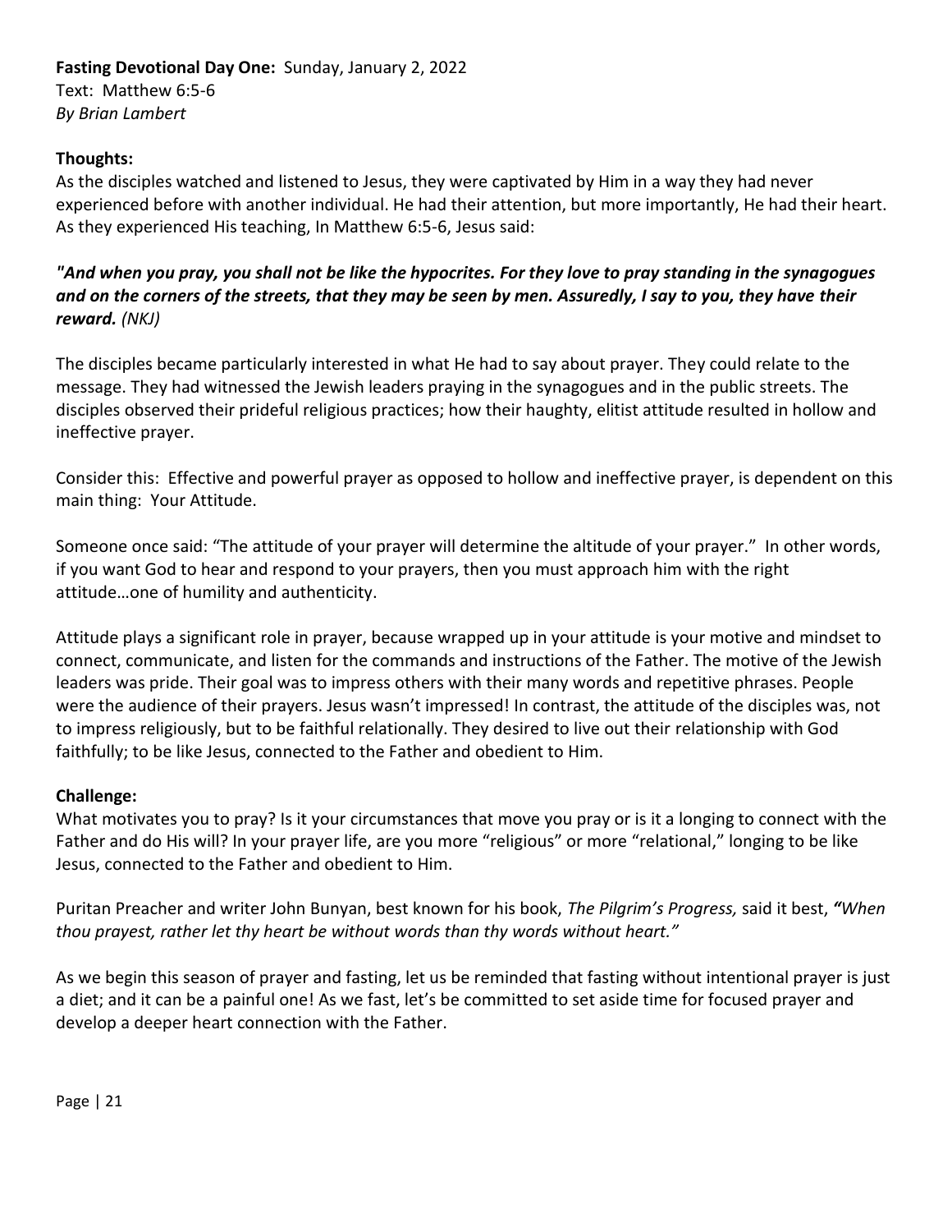**Fasting Devotional Day One:** Sunday, January 2, 2022
Text: Matthew 6:5-6
*By Brian Lambert*

**Thoughts:**
As the disciples watched and listened to Jesus, they were captivated by Him in a way they had never experienced before with another individual. He had their attention, but more importantly, He had their heart. As they experienced His teaching, In Matthew 6:5-6, Jesus said:

***"And when you pray, you shall not be like the hypocrites. For they love to pray standing in the synagogues and on the corners of the streets, that they may be seen by men. Assuredly, I say to you, they have their reward.*** *(NKJ)*

The disciples became particularly interested in what He had to say about prayer. They could relate to the message. They had witnessed the Jewish leaders praying in the synagogues and in the public streets. The disciples observed their prideful religious practices; how their haughty, elitist attitude resulted in hollow and ineffective prayer.

Consider this: Effective and powerful prayer as opposed to hollow and ineffective prayer, is dependent on this main thing: Your Attitude.

Someone once said: "The attitude of your prayer will determine the altitude of your prayer." In other words, if you want God to hear and respond to your prayers, then you must approach him with the right attitude…one of humility and authenticity.

Attitude plays a significant role in prayer, because wrapped up in your attitude is your motive and mindset to connect, communicate, and listen for the commands and instructions of the Father. The motive of the Jewish leaders was pride. Their goal was to impress others with their many words and repetitive phrases. People were the audience of their prayers. Jesus wasn't impressed! In contrast, the attitude of the disciples was, not to impress religiously, but to be faithful relationally. They desired to live out their relationship with God faithfully; to be like Jesus, connected to the Father and obedient to Him.

**Challenge:**
What motivates you to pray? Is it your circumstances that move you pray or is it a longing to connect with the Father and do His will? In your prayer life, are you more "religious" or more "relational," longing to be like Jesus, connected to the Father and obedient to Him.

Puritan Preacher and writer John Bunyan, best known for his book, *The Pilgrim's Progress,* said it best, ***"****When thou prayest, rather let thy heart be without words than thy words without heart."*

As we begin this season of prayer and fasting, let us be reminded that fasting without intentional prayer is just a diet; and it can be a painful one! As we fast, let's be committed to set aside time for focused prayer and develop a deeper heart connection with the Father.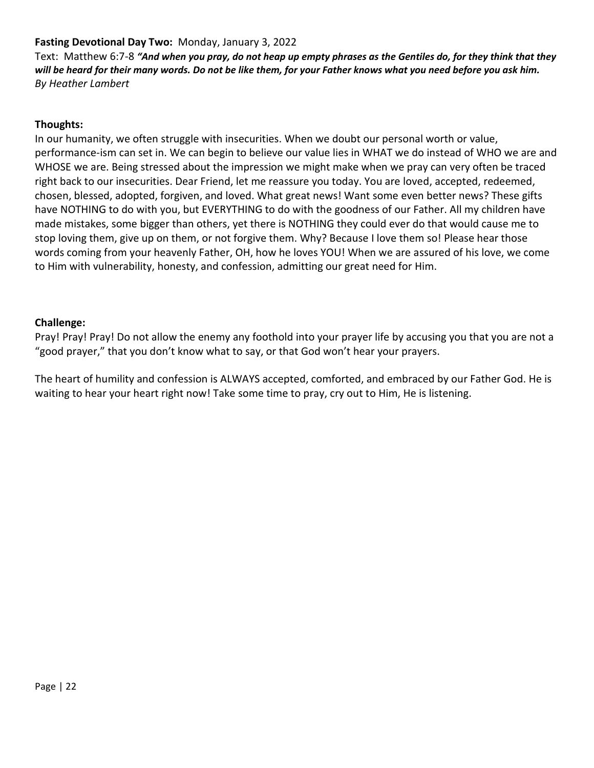**Fasting Devotional Day Two:** Monday, January 3, 2022

Text: Matthew 6:7-8 ***"And when you pray, do not heap up empty phrases as the Gentiles do, for they think that they will be heard for their many words. Do not be like them, for your Father knows what you need before you ask him.***
*By Heather Lambert*

**Thoughts:**

In our humanity, we often struggle with insecurities. When we doubt our personal worth or value, performance-ism can set in. We can begin to believe our value lies in WHAT we do instead of WHO we are and WHOSE we are. Being stressed about the impression we might make when we pray can very often be traced right back to our insecurities. Dear Friend, let me reassure you today. You are loved, accepted, redeemed, chosen, blessed, adopted, forgiven, and loved. What great news! Want some even better news? These gifts have NOTHING to do with you, but EVERYTHING to do with the goodness of our Father. All my children have made mistakes, some bigger than others, yet there is NOTHING they could ever do that would cause me to stop loving them, give up on them, or not forgive them. Why? Because I love them so! Please hear those words coming from your heavenly Father, OH, how he loves YOU! When we are assured of his love, we come to Him with vulnerability, honesty, and confession, admitting our great need for Him.

**Challenge:**

Pray! Pray! Pray! Do not allow the enemy any foothold into your prayer life by accusing you that you are not a "good prayer," that you don't know what to say, or that God won't hear your prayers.

The heart of humility and confession is ALWAYS accepted, comforted, and embraced by our Father God. He is waiting to hear your heart right now! Take some time to pray, cry out to Him, He is listening.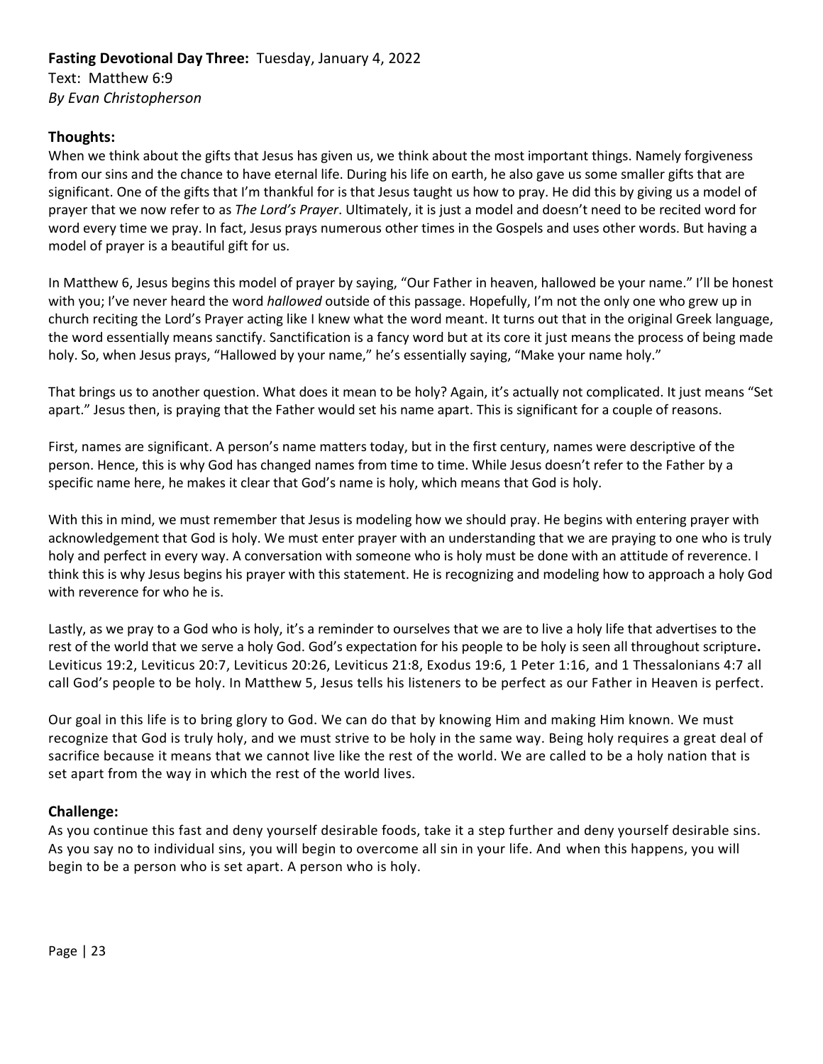**Fasting Devotional Day Three:** Tuesday, January 4, 2022
Text: Matthew 6:9
*By Evan Christopherson*

## Thoughts:

When we think about the gifts that Jesus has given us, we think about the most important things. Namely forgiveness from our sins and the chance to have eternal life. During his life on earth, he also gave us some smaller gifts that are significant. One of the gifts that I'm thankful for is that Jesus taught us how to pray. He did this by giving us a model of prayer that we now refer to as *The Lord's Prayer*. Ultimately, it is just a model and doesn't need to be recited word for word every time we pray. In fact, Jesus prays numerous other times in the Gospels and uses other words. But having a model of prayer is a beautiful gift for us.

In Matthew 6, Jesus begins this model of prayer by saying, "Our Father in heaven, hallowed be your name." I'll be honest with you; I've never heard the word *hallowed* outside of this passage. Hopefully, I'm not the only one who grew up in church reciting the Lord's Prayer acting like I knew what the word meant. It turns out that in the original Greek language, the word essentially means sanctify. Sanctification is a fancy word but at its core it just means the process of being made holy. So, when Jesus prays, "Hallowed by your name," he's essentially saying, "Make your name holy."

That brings us to another question. What does it mean to be holy? Again, it's actually not complicated. It just means "Set apart." Jesus then, is praying that the Father would set his name apart. This is significant for a couple of reasons.

First, names are significant. A person's name matters today, but in the first century, names were descriptive of the person. Hence, this is why God has changed names from time to time. While Jesus doesn't refer to the Father by a specific name here, he makes it clear that God's name is holy, which means that God is holy.

With this in mind, we must remember that Jesus is modeling how we should pray. He begins with entering prayer with acknowledgement that God is holy. We must enter prayer with an understanding that we are praying to one who is truly holy and perfect in every way. A conversation with someone who is holy must be done with an attitude of reverence. I think this is why Jesus begins his prayer with this statement. He is recognizing and modeling how to approach a holy God with reverence for who he is.

Lastly, as we pray to a God who is holy, it's a reminder to ourselves that we are to live a holy life that advertises to the rest of the world that we serve a holy God. God's expectation for his people to be holy is seen all throughout scripture**.** Leviticus 19:2, Leviticus 20:7, Leviticus 20:26, Leviticus 21:8, Exodus 19:6, 1 Peter 1:16, and 1 Thessalonians 4:7 all call God's people to be holy. In Matthew 5, Jesus tells his listeners to be perfect as our Father in Heaven is perfect.

Our goal in this life is to bring glory to God. We can do that by knowing Him and making Him known. We must recognize that God is truly holy, and we must strive to be holy in the same way. Being holy requires a great deal of sacrifice because it means that we cannot live like the rest of the world. We are called to be a holy nation that is set apart from the way in which the rest of the world lives.

## Challenge:

As you continue this fast and deny yourself desirable foods, take it a step further and deny yourself desirable sins. As you say no to individual sins, you will begin to overcome all sin in your life. And when this happens, you will begin to be a person who is set apart. A person who is holy.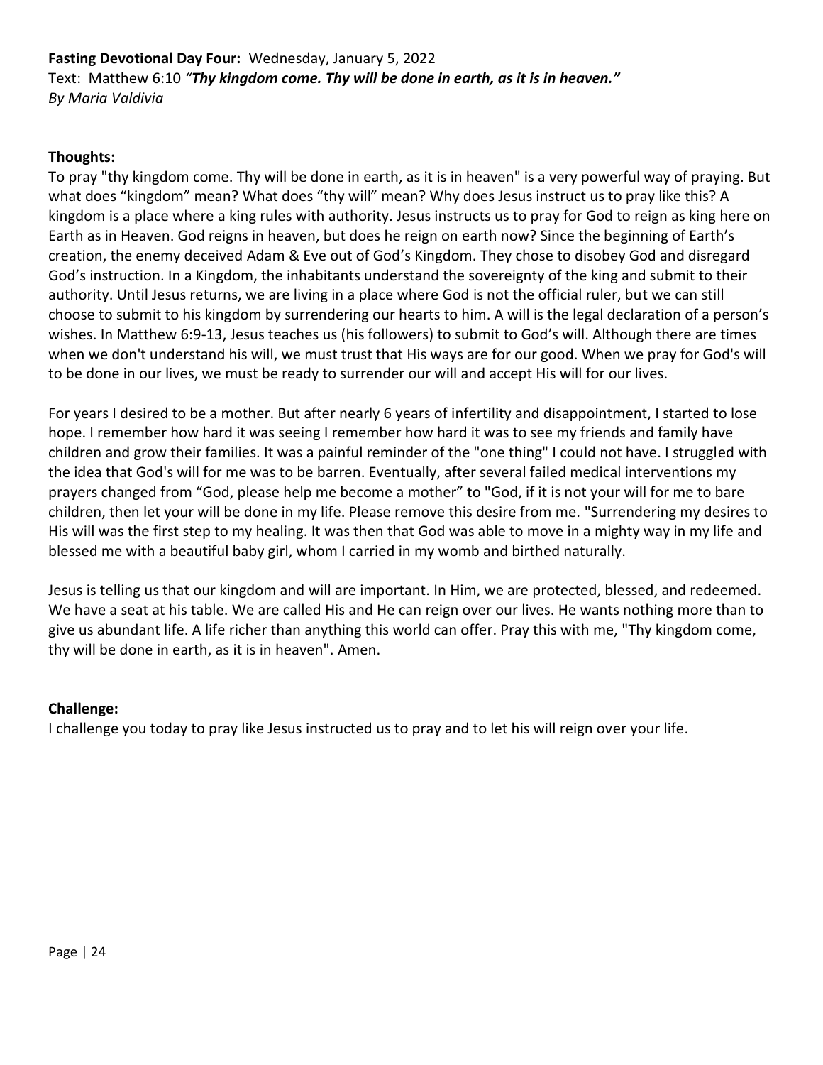**Fasting Devotional Day Four:** Wednesday, January 5, 2022
Text: Matthew 6:10 *"**Thy kingdom come. Thy will be done in earth, as it is in heaven."***
*By Maria Valdivia*

**Thoughts:**
To pray "thy kingdom come. Thy will be done in earth, as it is in heaven" is a very powerful way of praying. But what does "kingdom" mean? What does "thy will" mean? Why does Jesus instruct us to pray like this? A kingdom is a place where a king rules with authority. Jesus instructs us to pray for God to reign as king here on Earth as in Heaven. God reigns in heaven, but does he reign on earth now? Since the beginning of Earth's creation, the enemy deceived Adam & Eve out of God's Kingdom. They chose to disobey God and disregard God's instruction. In a Kingdom, the inhabitants understand the sovereignty of the king and submit to their authority. Until Jesus returns, we are living in a place where God is not the official ruler, but we can still choose to submit to his kingdom by surrendering our hearts to him. A will is the legal declaration of a person's wishes. In Matthew 6:9-13, Jesus teaches us (his followers) to submit to God's will. Although there are times when we don't understand his will, we must trust that His ways are for our good. When we pray for God's will to be done in our lives, we must be ready to surrender our will and accept His will for our lives.

For years I desired to be a mother. But after nearly 6 years of infertility and disappointment, I started to lose hope. I remember how hard it was seeing I remember how hard it was to see my friends and family have children and grow their families. It was a painful reminder of the "one thing" I could not have. I struggled with the idea that God's will for me was to be barren. Eventually, after several failed medical interventions my prayers changed from "God, please help me become a mother" to "God, if it is not your will for me to bare children, then let your will be done in my life. Please remove this desire from me. "Surrendering my desires to His will was the first step to my healing. It was then that God was able to move in a mighty way in my life and blessed me with a beautiful baby girl, whom I carried in my womb and birthed naturally.

Jesus is telling us that our kingdom and will are important. In Him, we are protected, blessed, and redeemed. We have a seat at his table. We are called His and He can reign over our lives. He wants nothing more than to give us abundant life. A life richer than anything this world can offer. Pray this with me, "Thy kingdom come, thy will be done in earth, as it is in heaven". Amen.

**Challenge:**
I challenge you today to pray like Jesus instructed us to pray and to let his will reign over your life.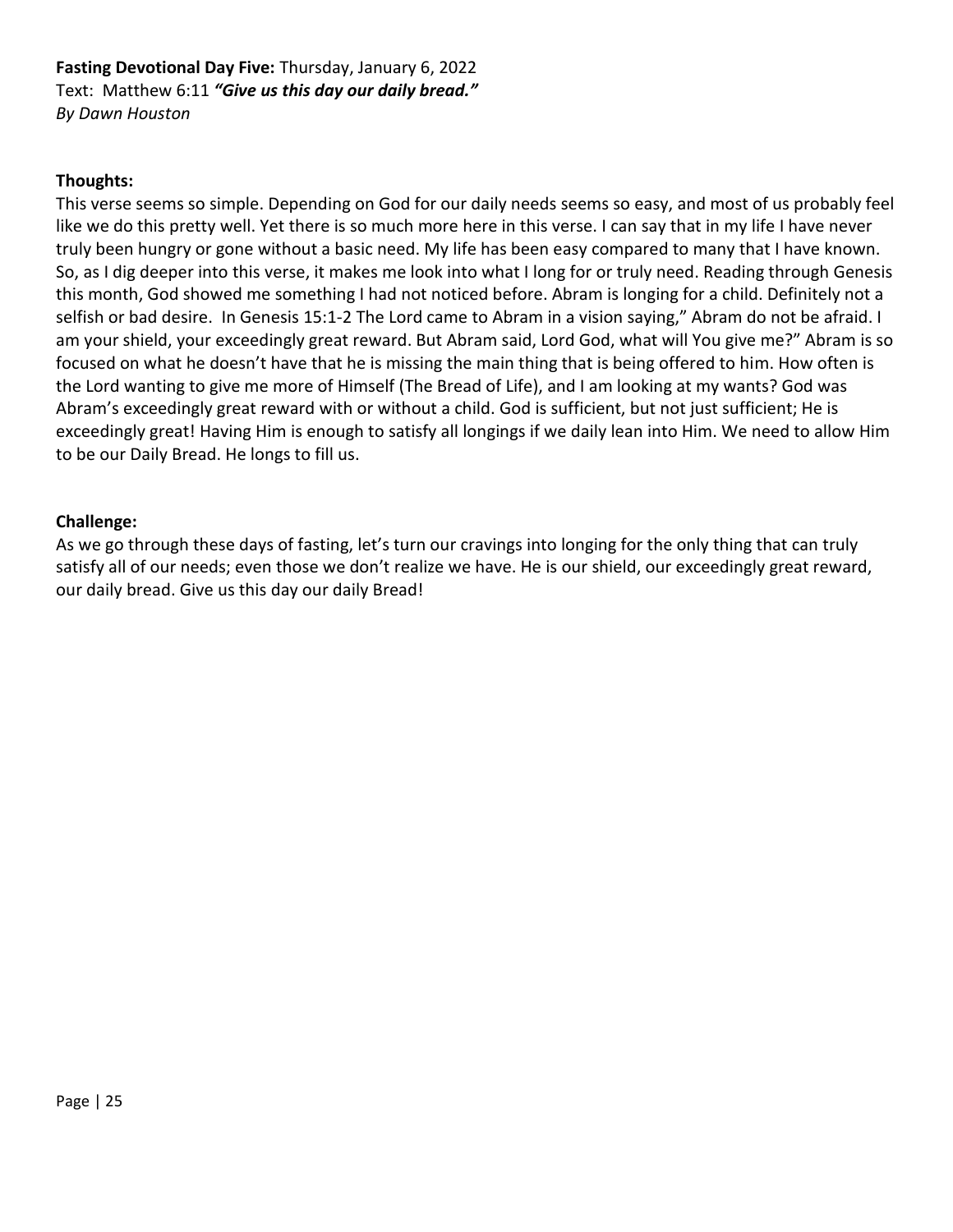**Fasting Devotional Day Five:** Thursday, January 6, 2022
Text: Matthew 6:11 ***"Give us this day our daily bread."***
*By Dawn Houston*

**Thoughts:**
This verse seems so simple. Depending on God for our daily needs seems so easy, and most of us probably feel like we do this pretty well. Yet there is so much more here in this verse. I can say that in my life I have never truly been hungry or gone without a basic need. My life has been easy compared to many that I have known. So, as I dig deeper into this verse, it makes me look into what I long for or truly need. Reading through Genesis this month, God showed me something I had not noticed before. Abram is longing for a child. Definitely not a selfish or bad desire. In Genesis 15:1-2 The Lord came to Abram in a vision saying," Abram do not be afraid. I am your shield, your exceedingly great reward. But Abram said, Lord God, what will You give me?" Abram is so focused on what he doesn't have that he is missing the main thing that is being offered to him. How often is the Lord wanting to give me more of Himself (The Bread of Life), and I am looking at my wants? God was Abram's exceedingly great reward with or without a child. God is sufficient, but not just sufficient; He is exceedingly great! Having Him is enough to satisfy all longings if we daily lean into Him. We need to allow Him to be our Daily Bread. He longs to fill us.

**Challenge:**
As we go through these days of fasting, let's turn our cravings into longing for the only thing that can truly satisfy all of our needs; even those we don't realize we have. He is our shield, our exceedingly great reward, our daily bread. Give us this day our daily Bread!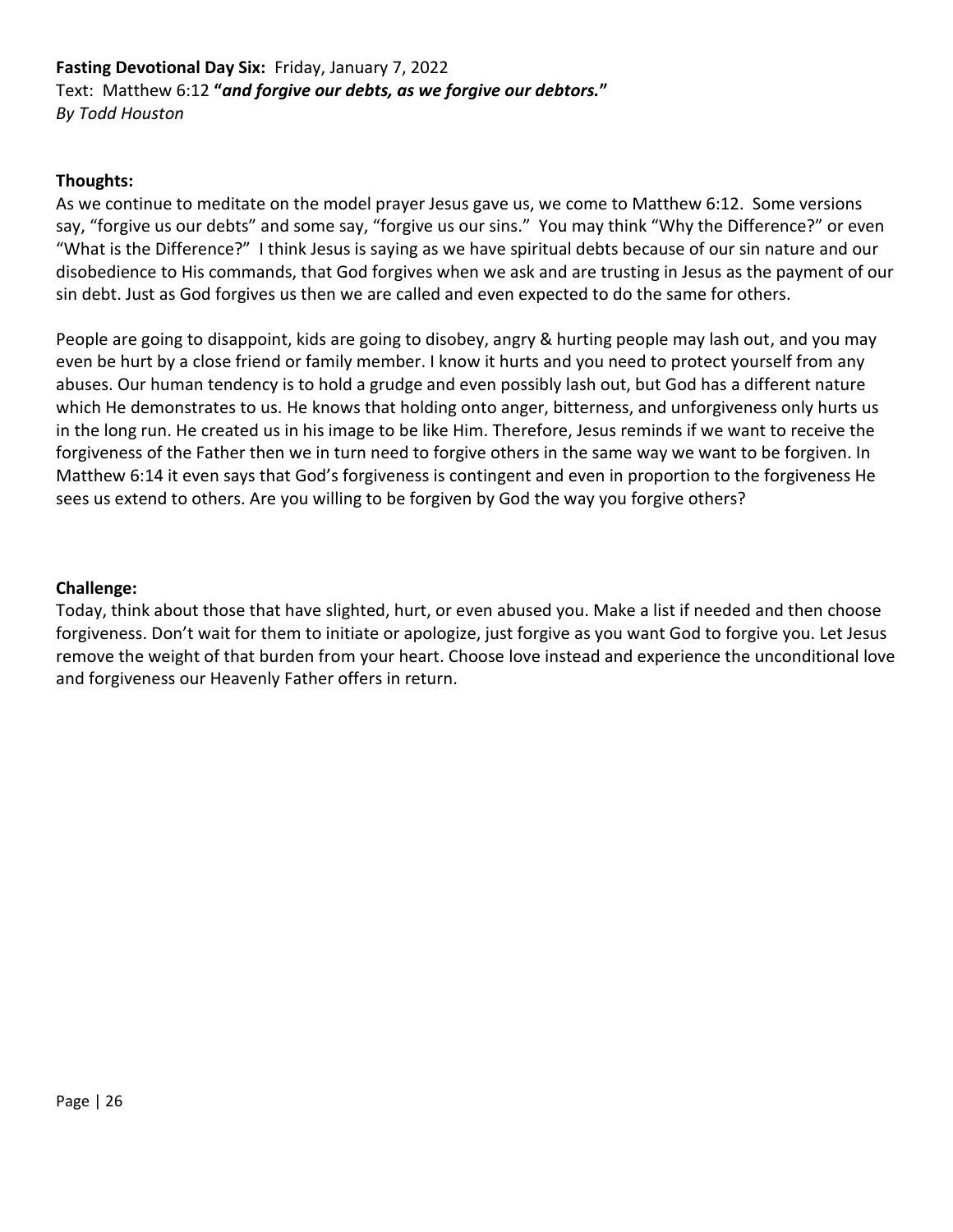**Fasting Devotional Day Six:** Friday, January 7, 2022
Text: Matthew 6:12 **"*and forgive our debts, as we forgive our debtors.*"**
*By Todd Houston*

**Thoughts:**
As we continue to meditate on the model prayer Jesus gave us, we come to Matthew 6:12. Some versions say, "forgive us our debts" and some say, "forgive us our sins." You may think "Why the Difference?" or even "What is the Difference?" I think Jesus is saying as we have spiritual debts because of our sin nature and our disobedience to His commands, that God forgives when we ask and are trusting in Jesus as the payment of our sin debt. Just as God forgives us then we are called and even expected to do the same for others.

People are going to disappoint, kids are going to disobey, angry & hurting people may lash out, and you may even be hurt by a close friend or family member. I know it hurts and you need to protect yourself from any abuses. Our human tendency is to hold a grudge and even possibly lash out, but God has a different nature which He demonstrates to us. He knows that holding onto anger, bitterness, and unforgiveness only hurts us in the long run. He created us in his image to be like Him. Therefore, Jesus reminds if we want to receive the forgiveness of the Father then we in turn need to forgive others in the same way we want to be forgiven. In Matthew 6:14 it even says that God's forgiveness is contingent and even in proportion to the forgiveness He sees us extend to others. Are you willing to be forgiven by God the way you forgive others?

**Challenge:**
Today, think about those that have slighted, hurt, or even abused you. Make a list if needed and then choose forgiveness. Don't wait for them to initiate or apologize, just forgive as you want God to forgive you. Let Jesus remove the weight of that burden from your heart. Choose love instead and experience the unconditional love and forgiveness our Heavenly Father offers in return.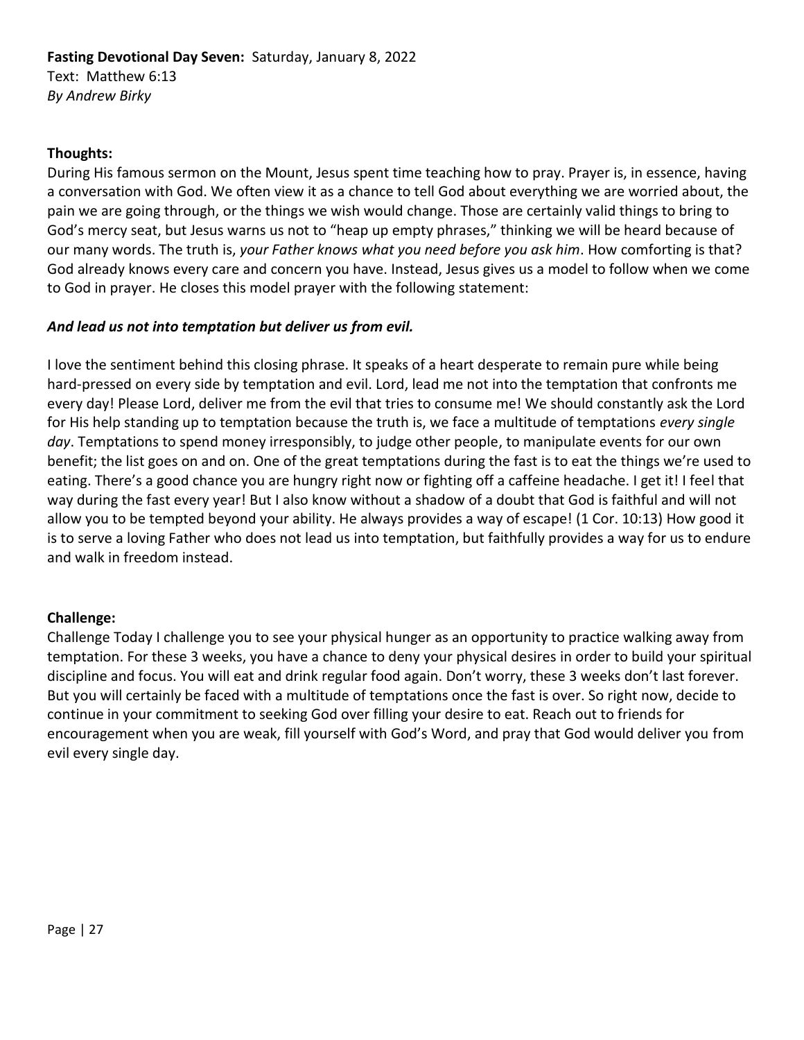**Fasting Devotional Day Seven:** Saturday, January 8, 2022
Text: Matthew 6:13
*By Andrew Birky*

**Thoughts:**
During His famous sermon on the Mount, Jesus spent time teaching how to pray. Prayer is, in essence, having a conversation with God. We often view it as a chance to tell God about everything we are worried about, the pain we are going through, or the things we wish would change. Those are certainly valid things to bring to God's mercy seat, but Jesus warns us not to "heap up empty phrases," thinking we will be heard because of our many words. The truth is, *your Father knows what you need before you ask him*. How comforting is that? God already knows every care and concern you have. Instead, Jesus gives us a model to follow when we come to God in prayer. He closes this model prayer with the following statement:

***And lead us not into temptation but deliver us from evil.***

I love the sentiment behind this closing phrase. It speaks of a heart desperate to remain pure while being hard-pressed on every side by temptation and evil. Lord, lead me not into the temptation that confronts me every day! Please Lord, deliver me from the evil that tries to consume me! We should constantly ask the Lord for His help standing up to temptation because the truth is, we face a multitude of temptations *every single day*. Temptations to spend money irresponsibly, to judge other people, to manipulate events for our own benefit; the list goes on and on. One of the great temptations during the fast is to eat the things we're used to eating. There's a good chance you are hungry right now or fighting off a caffeine headache. I get it! I feel that way during the fast every year! But I also know without a shadow of a doubt that God is faithful and will not allow you to be tempted beyond your ability. He always provides a way of escape! (1 Cor. 10:13) How good it is to serve a loving Father who does not lead us into temptation, but faithfully provides a way for us to endure and walk in freedom instead.

**Challenge:**
Challenge Today I challenge you to see your physical hunger as an opportunity to practice walking away from temptation. For these 3 weeks, you have a chance to deny your physical desires in order to build your spiritual discipline and focus. You will eat and drink regular food again. Don't worry, these 3 weeks don't last forever. But you will certainly be faced with a multitude of temptations once the fast is over. So right now, decide to continue in your commitment to seeking God over filling your desire to eat. Reach out to friends for encouragement when you are weak, fill yourself with God's Word, and pray that God would deliver you from evil every single day.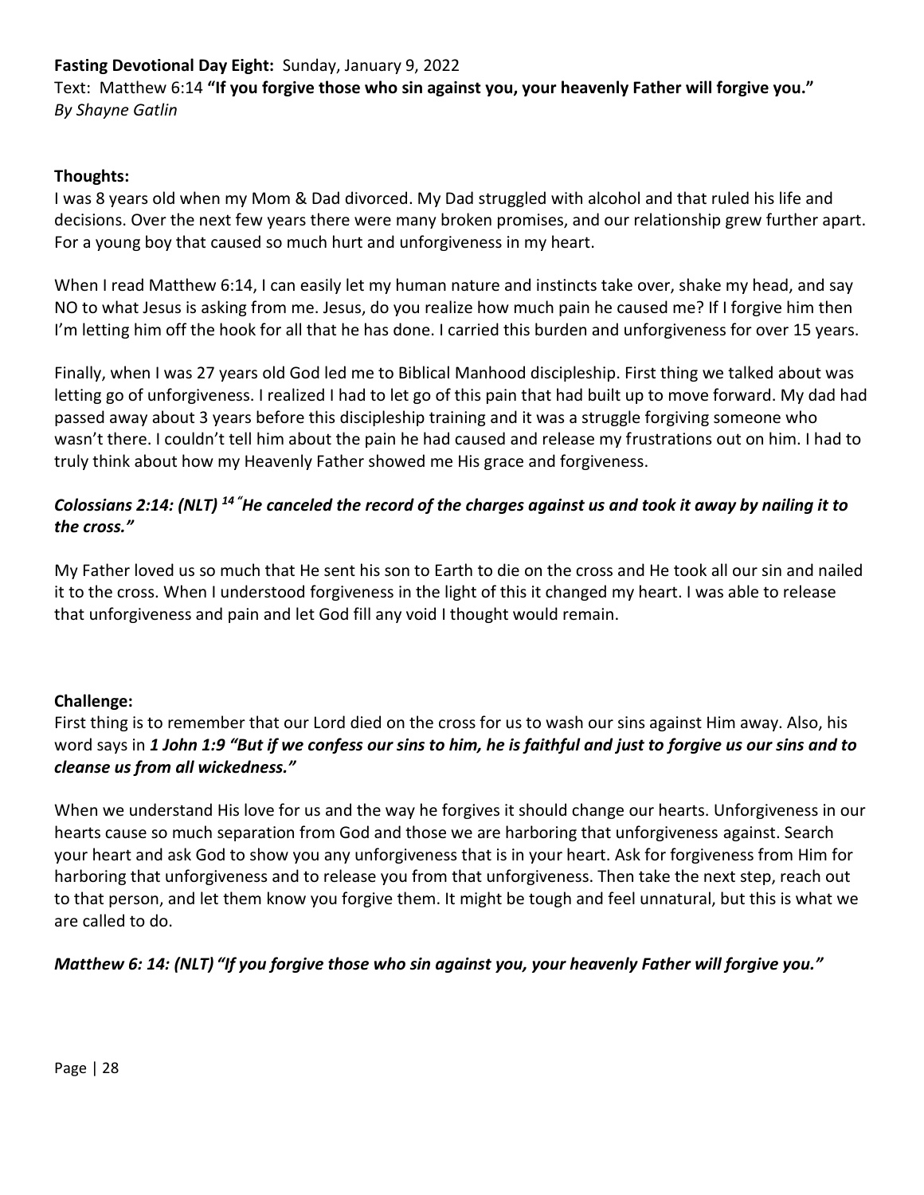**Fasting Devotional Day Eight:** Sunday, January 9, 2022

Text: Matthew 6:14 **"If you forgive those who sin against you, your heavenly Father will forgive you."**

*By Shayne Gatlin*

**Thoughts:**

I was 8 years old when my Mom & Dad divorced. My Dad struggled with alcohol and that ruled his life and decisions. Over the next few years there were many broken promises, and our relationship grew further apart. For a young boy that caused so much hurt and unforgiveness in my heart.

When I read Matthew 6:14, I can easily let my human nature and instincts take over, shake my head, and say NO to what Jesus is asking from me. Jesus, do you realize how much pain he caused me? If I forgive him then I'm letting him off the hook for all that he has done. I carried this burden and unforgiveness for over 15 years.

Finally, when I was 27 years old God led me to Biblical Manhood discipleship. First thing we talked about was letting go of unforgiveness. I realized I had to let go of this pain that had built up to move forward. My dad had passed away about 3 years before this discipleship training and it was a struggle forgiving someone who wasn't there. I couldn't tell him about the pain he had caused and release my frustrations out on him. I had to truly think about how my Heavenly Father showed me His grace and forgiveness.

***Colossians 2:14: (NLT) [14] "He canceled the record of the charges against us and took it away by nailing it to the cross."***

My Father loved us so much that He sent his son to Earth to die on the cross and He took all our sin and nailed it to the cross. When I understood forgiveness in the light of this it changed my heart. I was able to release that unforgiveness and pain and let God fill any void I thought would remain.

**Challenge:**

First thing is to remember that our Lord died on the cross for us to wash our sins against Him away. Also, his word says in ***1 John 1:9 "But if we confess our sins to him, he is faithful and just to forgive us our sins and to cleanse us from all wickedness."***

When we understand His love for us and the way he forgives it should change our hearts. Unforgiveness in our hearts cause so much separation from God and those we are harboring that unforgiveness against. Search your heart and ask God to show you any unforgiveness that is in your heart. Ask for forgiveness from Him for harboring that unforgiveness and to release you from that unforgiveness. Then take the next step, reach out to that person, and let them know you forgive them. It might be tough and feel unnatural, but this is what we are called to do.

***Matthew 6: 14: (NLT) "If you forgive those who sin against you, your heavenly Father will forgive you."***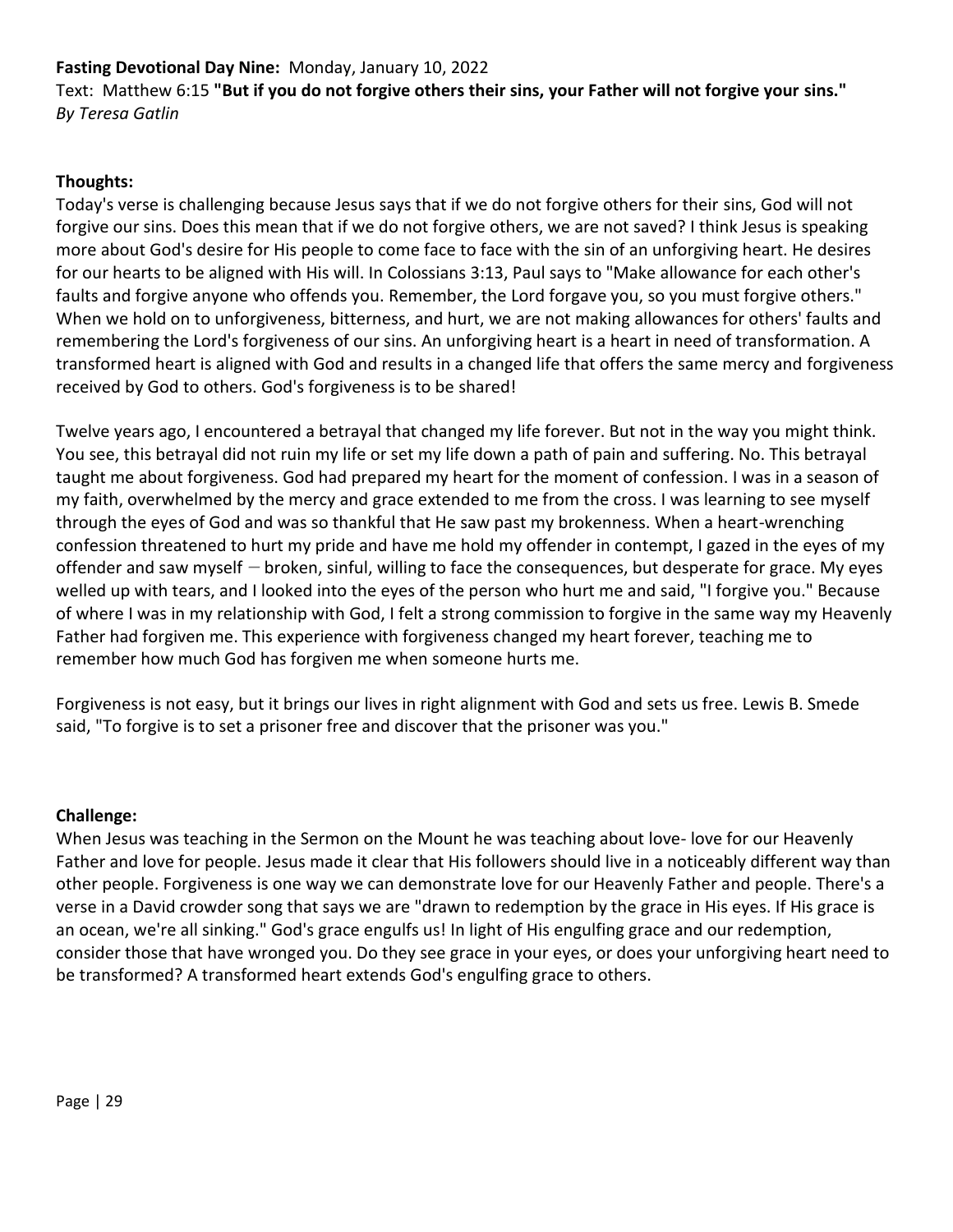**Fasting Devotional Day Nine:** Monday, January 10, 2022

Text: Matthew 6:15 **"But if you do not forgive others their sins, your Father will not forgive your sins."**

*By Teresa Gatlin*

**Thoughts:**

Today's verse is challenging because Jesus says that if we do not forgive others for their sins, God will not forgive our sins. Does this mean that if we do not forgive others, we are not saved? I think Jesus is speaking more about God's desire for His people to come face to face with the sin of an unforgiving heart. He desires for our hearts to be aligned with His will. In Colossians 3:13, Paul says to "Make allowance for each other's faults and forgive anyone who offends you. Remember, the Lord forgave you, so you must forgive others." When we hold on to unforgiveness, bitterness, and hurt, we are not making allowances for others' faults and remembering the Lord's forgiveness of our sins. An unforgiving heart is a heart in need of transformation. A transformed heart is aligned with God and results in a changed life that offers the same mercy and forgiveness received by God to others. God's forgiveness is to be shared!

Twelve years ago, I encountered a betrayal that changed my life forever. But not in the way you might think. You see, this betrayal did not ruin my life or set my life down a path of pain and suffering. No. This betrayal taught me about forgiveness. God had prepared my heart for the moment of confession. I was in a season of my faith, overwhelmed by the mercy and grace extended to me from the cross. I was learning to see myself through the eyes of God and was so thankful that He saw past my brokenness. When a heart-wrenching confession threatened to hurt my pride and have me hold my offender in contempt, I gazed in the eyes of my offender and saw myself — broken, sinful, willing to face the consequences, but desperate for grace. My eyes welled up with tears, and I looked into the eyes of the person who hurt me and said, "I forgive you." Because of where I was in my relationship with God, I felt a strong commission to forgive in the same way my Heavenly Father had forgiven me. This experience with forgiveness changed my heart forever, teaching me to remember how much God has forgiven me when someone hurts me.

Forgiveness is not easy, but it brings our lives in right alignment with God and sets us free. Lewis B. Smede said, "To forgive is to set a prisoner free and discover that the prisoner was you."

**Challenge:**

When Jesus was teaching in the Sermon on the Mount he was teaching about love- love for our Heavenly Father and love for people. Jesus made it clear that His followers should live in a noticeably different way than other people. Forgiveness is one way we can demonstrate love for our Heavenly Father and people. There's a verse in a David crowder song that says we are "drawn to redemption by the grace in His eyes. If His grace is an ocean, we're all sinking." God's grace engulfs us! In light of His engulfing grace and our redemption, consider those that have wronged you. Do they see grace in your eyes, or does your unforgiving heart need to be transformed? A transformed heart extends God's engulfing grace to others.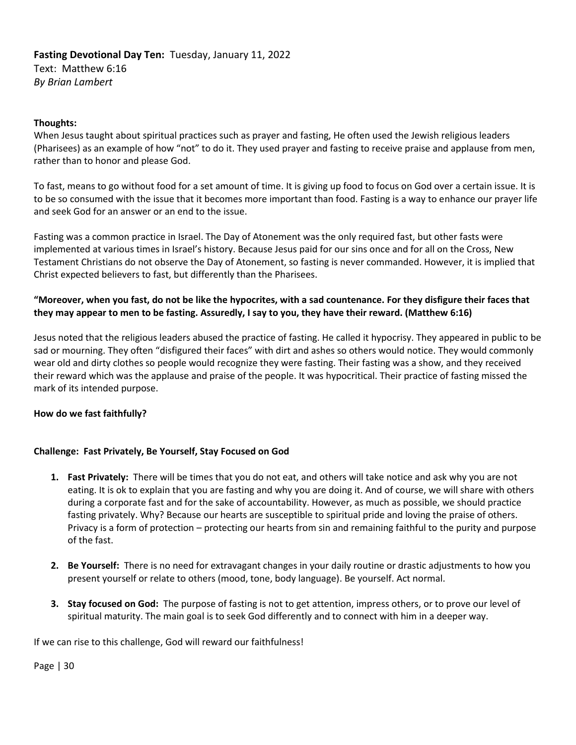**Fasting Devotional Day Ten:** Tuesday, January 11, 2022
Text: Matthew 6:16
*By Brian Lambert*

**Thoughts:**

When Jesus taught about spiritual practices such as prayer and fasting, He often used the Jewish religious leaders (Pharisees) as an example of how "not" to do it. They used prayer and fasting to receive praise and applause from men, rather than to honor and please God.

To fast, means to go without food for a set amount of time. It is giving up food to focus on God over a certain issue. It is to be so consumed with the issue that it becomes more important than food. Fasting is a way to enhance our prayer life and seek God for an answer or an end to the issue.

Fasting was a common practice in Israel. The Day of Atonement was the only required fast, but other fasts were implemented at various times in Israel's history. Because Jesus paid for our sins once and for all on the Cross, New Testament Christians do not observe the Day of Atonement, so fasting is never commanded. However, it is implied that Christ expected believers to fast, but differently than the Pharisees.

**"Moreover, when you fast, do not be like the hypocrites, with a sad countenance. For they disfigure their faces that they may appear to men to be fasting. Assuredly, I say to you, they have their reward. (Matthew 6:16)**

Jesus noted that the religious leaders abused the practice of fasting. He called it hypocrisy. They appeared in public to be sad or mourning. They often "disfigured their faces" with dirt and ashes so others would notice. They would commonly wear old and dirty clothes so people would recognize they were fasting. Their fasting was a show, and they received their reward which was the applause and praise of the people. It was hypocritical. Their practice of fasting missed the mark of its intended purpose.

**How do we fast faithfully?**

**Challenge: Fast Privately, Be Yourself, Stay Focused on God**

1. **Fast Privately:** There will be times that you do not eat, and others will take notice and ask why you are not eating. It is ok to explain that you are fasting and why you are doing it. And of course, we will share with others during a corporate fast and for the sake of accountability. However, as much as possible, we should practice fasting privately. Why? Because our hearts are susceptible to spiritual pride and loving the praise of others. Privacy is a form of protection – protecting our hearts from sin and remaining faithful to the purity and purpose of the fast.

2. **Be Yourself:** There is no need for extravagant changes in your daily routine or drastic adjustments to how you present yourself or relate to others (mood, tone, body language). Be yourself. Act normal.

3. **Stay focused on God:** The purpose of fasting is not to get attention, impress others, or to prove our level of spiritual maturity. The main goal is to seek God differently and to connect with him in a deeper way.

If we can rise to this challenge, God will reward our faithfulness!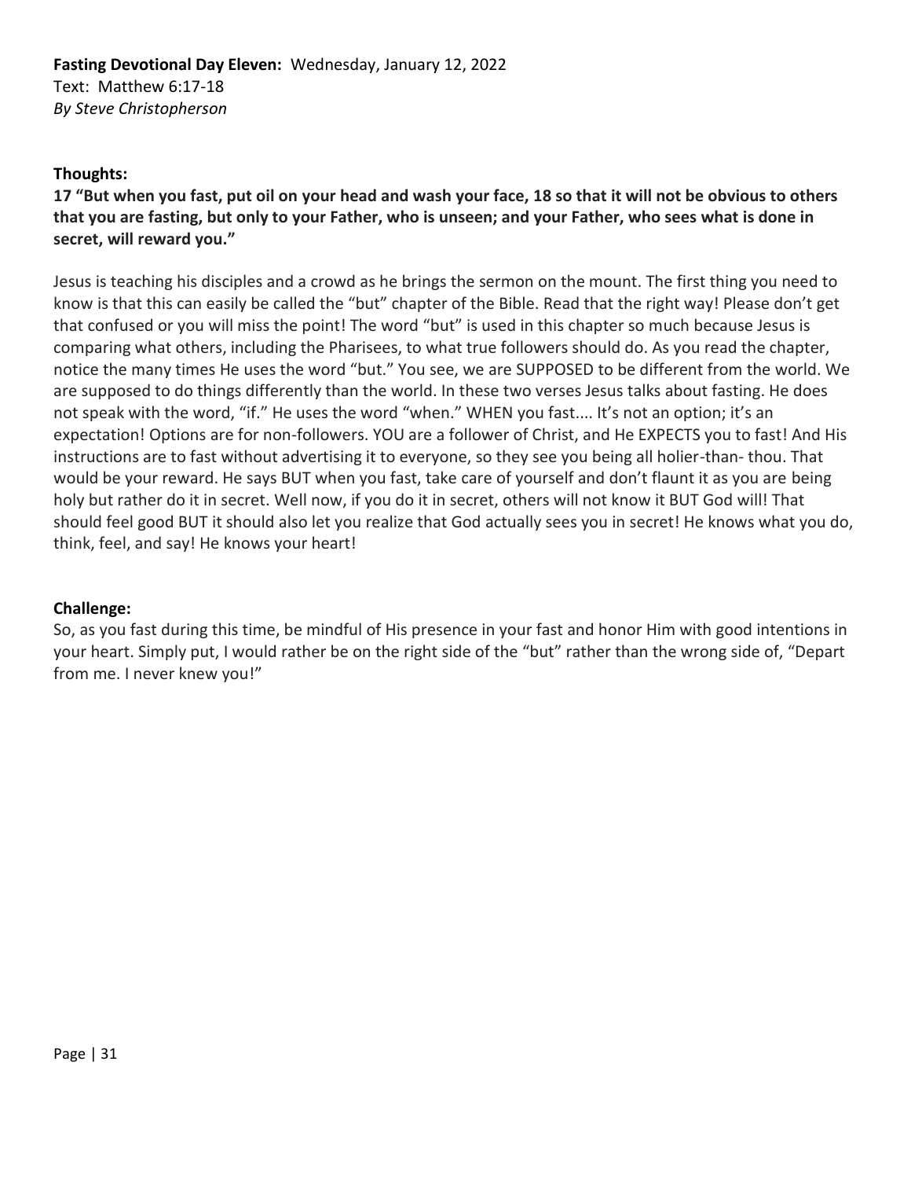**Fasting Devotional Day Eleven:** Wednesday, January 12, 2022
Text: Matthew 6:17-18
*By Steve Christopherson*

**Thoughts:**

**17 "But when you fast, put oil on your head and wash your face, 18 so that it will not be obvious to others that you are fasting, but only to your Father, who is unseen; and your Father, who sees what is done in secret, will reward you."**

Jesus is teaching his disciples and a crowd as he brings the sermon on the mount. The first thing you need to know is that this can easily be called the "but" chapter of the Bible. Read that the right way! Please don't get that confused or you will miss the point! The word "but" is used in this chapter so much because Jesus is comparing what others, including the Pharisees, to what true followers should do. As you read the chapter, notice the many times He uses the word "but." You see, we are SUPPOSED to be different from the world. We are supposed to do things differently than the world. In these two verses Jesus talks about fasting. He does not speak with the word, "if." He uses the word "when." WHEN you fast.... It's not an option; it's an expectation! Options are for non-followers. YOU are a follower of Christ, and He EXPECTS you to fast! And His instructions are to fast without advertising it to everyone, so they see you being all holier-than- thou. That would be your reward. He says BUT when you fast, take care of yourself and don't flaunt it as you are being holy but rather do it in secret. Well now, if you do it in secret, others will not know it BUT God will! That should feel good BUT it should also let you realize that God actually sees you in secret! He knows what you do, think, feel, and say! He knows your heart!

**Challenge:**

So, as you fast during this time, be mindful of His presence in your fast and honor Him with good intentions in your heart. Simply put, I would rather be on the right side of the "but" rather than the wrong side of, "Depart from me. I never knew you!"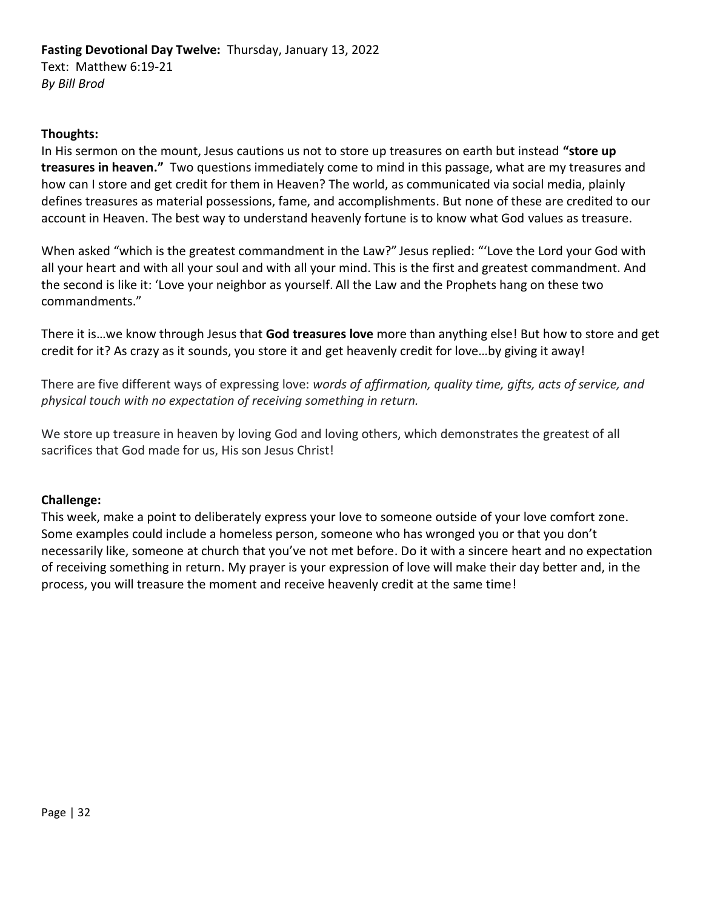**Fasting Devotional Day Twelve:** Thursday, January 13, 2022
Text: Matthew 6:19-21
*By Bill Brod*

**Thoughts:**
In His sermon on the mount, Jesus cautions us not to store up treasures on earth but instead **"store up treasures in heaven."** Two questions immediately come to mind in this passage, what are my treasures and how can I store and get credit for them in Heaven? The world, as communicated via social media, plainly defines treasures as material possessions, fame, and accomplishments. But none of these are credited to our account in Heaven. The best way to understand heavenly fortune is to know what God values as treasure.

When asked "which is the greatest commandment in the Law?" Jesus replied: "'Love the Lord your God with all your heart and with all your soul and with all your mind. This is the first and greatest commandment. And the second is like it: 'Love your neighbor as yourself. All the Law and the Prophets hang on these two commandments."

There it is…we know through Jesus that **God treasures love** more than anything else! But how to store and get credit for it? As crazy as it sounds, you store it and get heavenly credit for love…by giving it away!

There are five different ways of expressing love: *words of affirmation, quality time, gifts, acts of service, and physical touch with no expectation of receiving something in return.*

We store up treasure in heaven by loving God and loving others, which demonstrates the greatest of all sacrifices that God made for us, His son Jesus Christ!

**Challenge:**
This week, make a point to deliberately express your love to someone outside of your love comfort zone. Some examples could include a homeless person, someone who has wronged you or that you don't necessarily like, someone at church that you've not met before. Do it with a sincere heart and no expectation of receiving something in return. My prayer is your expression of love will make their day better and, in the process, you will treasure the moment and receive heavenly credit at the same time!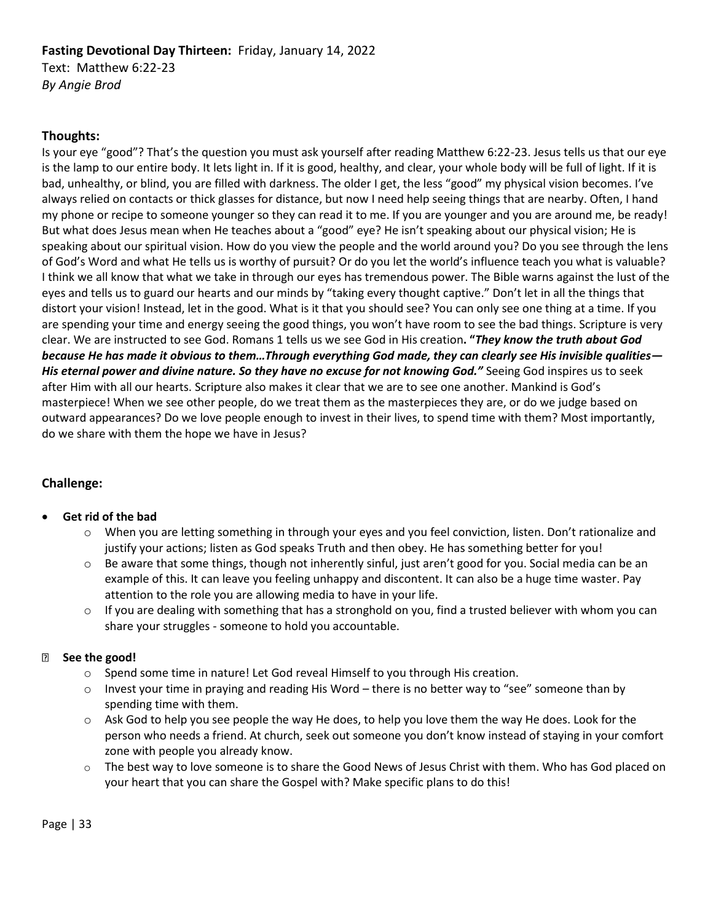**Fasting Devotional Day Thirteen:** Friday, January 14, 2022
Text: Matthew 6:22-23
*By Angie Brod*

## Thoughts:

Is your eye "good"? That's the question you must ask yourself after reading Matthew 6:22-23. Jesus tells us that our eye is the lamp to our entire body. It lets light in. If it is good, healthy, and clear, your whole body will be full of light. If it is bad, unhealthy, or blind, you are filled with darkness. The older I get, the less "good" my physical vision becomes. I've always relied on contacts or thick glasses for distance, but now I need help seeing things that are nearby. Often, I hand my phone or recipe to someone younger so they can read it to me. If you are younger and you are around me, be ready! But what does Jesus mean when He teaches about a "good" eye? He isn't speaking about our physical vision; He is speaking about our spiritual vision. How do you view the people and the world around you? Do you see through the lens of God's Word and what He tells us is worthy of pursuit? Or do you let the world's influence teach you what is valuable? I think we all know that what we take in through our eyes has tremendous power. The Bible warns against the lust of the eyes and tells us to guard our hearts and our minds by "taking every thought captive." Don't let in all the things that distort your vision! Instead, let in the good. What is it that you should see? You can only see one thing at a time. If you are spending your time and energy seeing the good things, you won't have room to see the bad things. Scripture is very clear. We are instructed to see God. Romans 1 tells us we see God in His creation**. "*They know the truth about God because He has made it obvious to them…Through everything God made, they can clearly see His invisible qualities—His eternal power and divine nature. So they have no excuse for not knowing God.*"** Seeing God inspires us to seek after Him with all our hearts. Scripture also makes it clear that we are to see one another. Mankind is God's masterpiece! When we see other people, do we treat them as the masterpieces they are, or do we judge based on outward appearances? Do we love people enough to invest in their lives, to spend time with them? Most importantly, do we share with them the hope we have in Jesus?

## Challenge:

- **Get rid of the bad**
  - When you are letting something in through your eyes and you feel conviction, listen. Don't rationalize and justify your actions; listen as God speaks Truth and then obey. He has something better for you!
  - Be aware that some things, though not inherently sinful, just aren't good for you. Social media can be an example of this. It can leave you feeling unhappy and discontent. It can also be a huge time waster. Pay attention to the role you are allowing media to have in your life.
  - If you are dealing with something that has a stronghold on you, find a trusted believer with whom you can share your struggles - someone to hold you accountable.
- **See the good!**
  - Spend some time in nature! Let God reveal Himself to you through His creation.
  - Invest your time in praying and reading His Word – there is no better way to "see" someone than by spending time with them.
  - Ask God to help you see people the way He does, to help you love them the way He does. Look for the person who needs a friend. At church, seek out someone you don't know instead of staying in your comfort zone with people you already know.
  - The best way to love someone is to share the Good News of Jesus Christ with them. Who has God placed on your heart that you can share the Gospel with? Make specific plans to do this!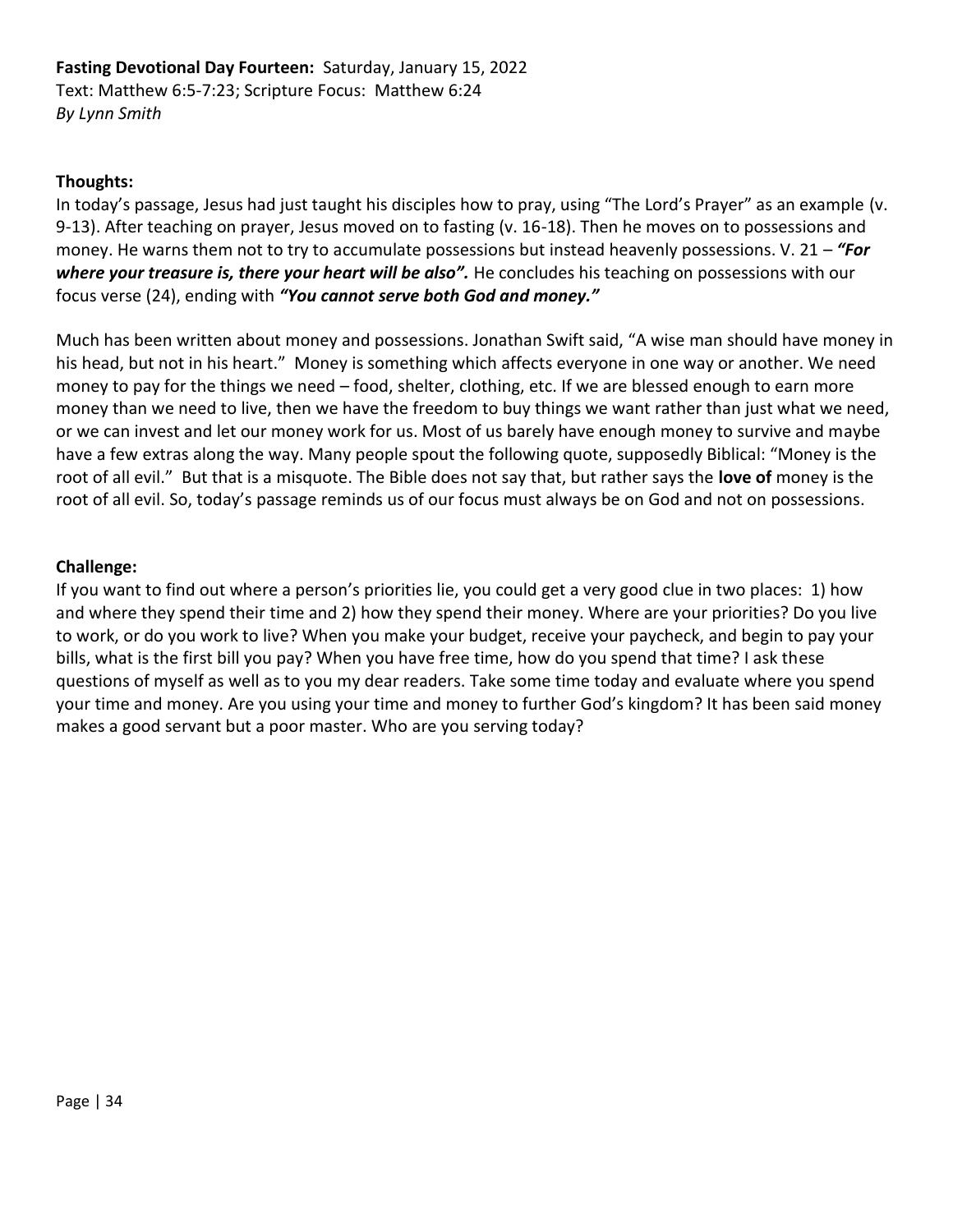**Fasting Devotional Day Fourteen:** Saturday, January 15, 2022
Text: Matthew 6:5-7:23; Scripture Focus: Matthew 6:24
*By Lynn Smith*

**Thoughts:**
In today's passage, Jesus had just taught his disciples how to pray, using "The Lord's Prayer" as an example (v. 9-13). After teaching on prayer, Jesus moved on to fasting (v. 16-18). Then he moves on to possessions and money. He warns them not to try to accumulate possessions but instead heavenly possessions. V. 21 – ***"For where your treasure is, there your heart will be also".*** He concludes his teaching on possessions with our focus verse (24), ending with ***"You cannot serve both God and money."***

Much has been written about money and possessions. Jonathan Swift said, "A wise man should have money in his head, but not in his heart." Money is something which affects everyone in one way or another. We need money to pay for the things we need – food, shelter, clothing, etc. If we are blessed enough to earn more money than we need to live, then we have the freedom to buy things we want rather than just what we need, or we can invest and let our money work for us. Most of us barely have enough money to survive and maybe have a few extras along the way. Many people spout the following quote, supposedly Biblical: "Money is the root of all evil." But that is a misquote. The Bible does not say that, but rather says the **love of** money is the root of all evil. So, today's passage reminds us of our focus must always be on God and not on possessions.

**Challenge:**
If you want to find out where a person's priorities lie, you could get a very good clue in two places: 1) how and where they spend their time and 2) how they spend their money. Where are your priorities? Do you live to work, or do you work to live? When you make your budget, receive your paycheck, and begin to pay your bills, what is the first bill you pay? When you have free time, how do you spend that time? I ask these questions of myself as well as to you my dear readers. Take some time today and evaluate where you spend your time and money. Are you using your time and money to further God's kingdom? It has been said money makes a good servant but a poor master. Who are you serving today?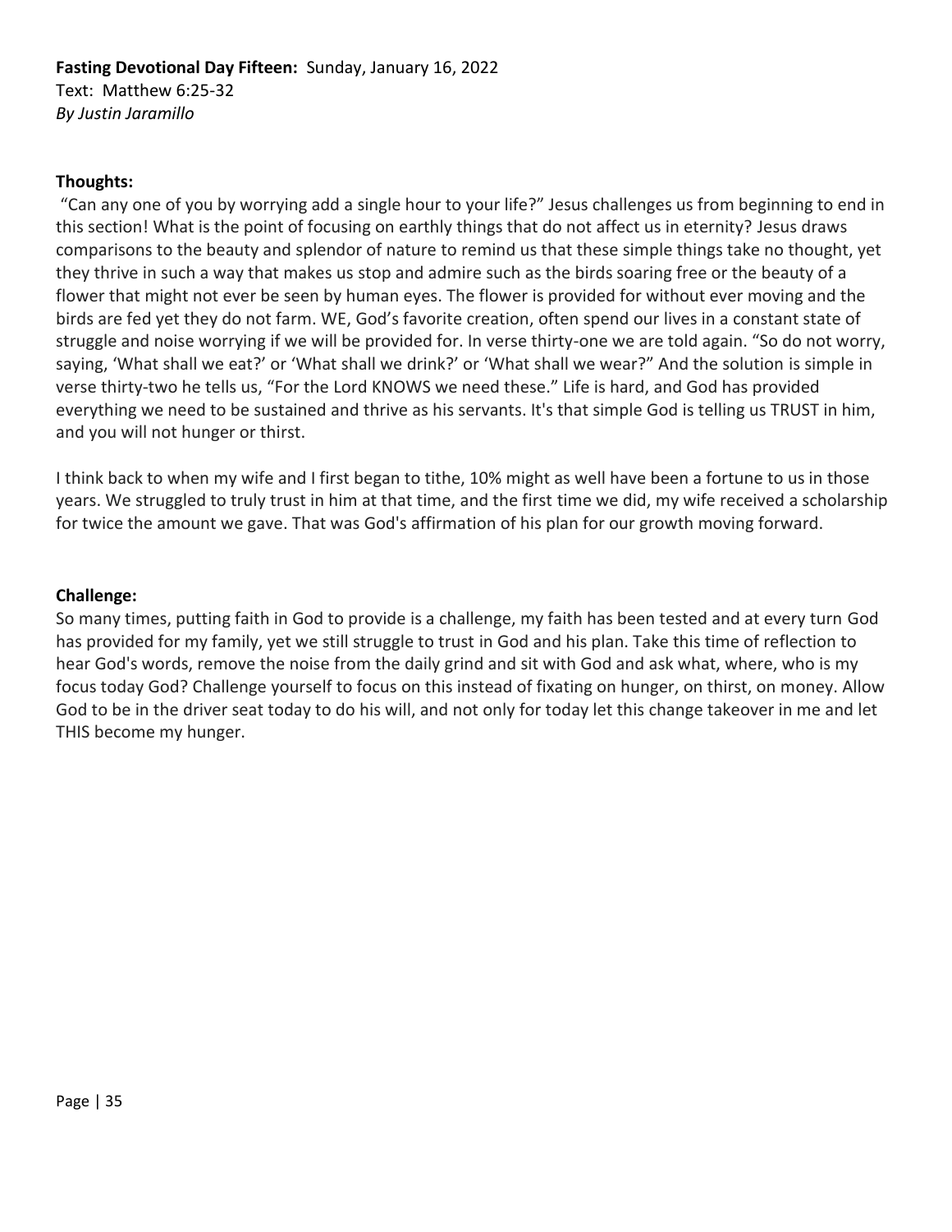**Fasting Devotional Day Fifteen:** Sunday, January 16, 2022
Text: Matthew 6:25-32
*By Justin Jaramillo*

**Thoughts:**

"Can any one of you by worrying add a single hour to your life?" Jesus challenges us from beginning to end in this section! What is the point of focusing on earthly things that do not affect us in eternity? Jesus draws comparisons to the beauty and splendor of nature to remind us that these simple things take no thought, yet they thrive in such a way that makes us stop and admire such as the birds soaring free or the beauty of a flower that might not ever be seen by human eyes. The flower is provided for without ever moving and the birds are fed yet they do not farm. WE, God's favorite creation, often spend our lives in a constant state of struggle and noise worrying if we will be provided for. In verse thirty-one we are told again. "So do not worry, saying, 'What shall we eat?' or 'What shall we drink?' or 'What shall we wear?" And the solution is simple in verse thirty-two he tells us, "For the Lord KNOWS we need these." Life is hard, and God has provided everything we need to be sustained and thrive as his servants. It's that simple God is telling us TRUST in him, and you will not hunger or thirst.

I think back to when my wife and I first began to tithe, 10% might as well have been a fortune to us in those years. We struggled to truly trust in him at that time, and the first time we did, my wife received a scholarship for twice the amount we gave. That was God's affirmation of his plan for our growth moving forward.

**Challenge:**

So many times, putting faith in God to provide is a challenge, my faith has been tested and at every turn God has provided for my family, yet we still struggle to trust in God and his plan. Take this time of reflection to hear God's words, remove the noise from the daily grind and sit with God and ask what, where, who is my focus today God? Challenge yourself to focus on this instead of fixating on hunger, on thirst, on money. Allow God to be in the driver seat today to do his will, and not only for today let this change takeover in me and let THIS become my hunger.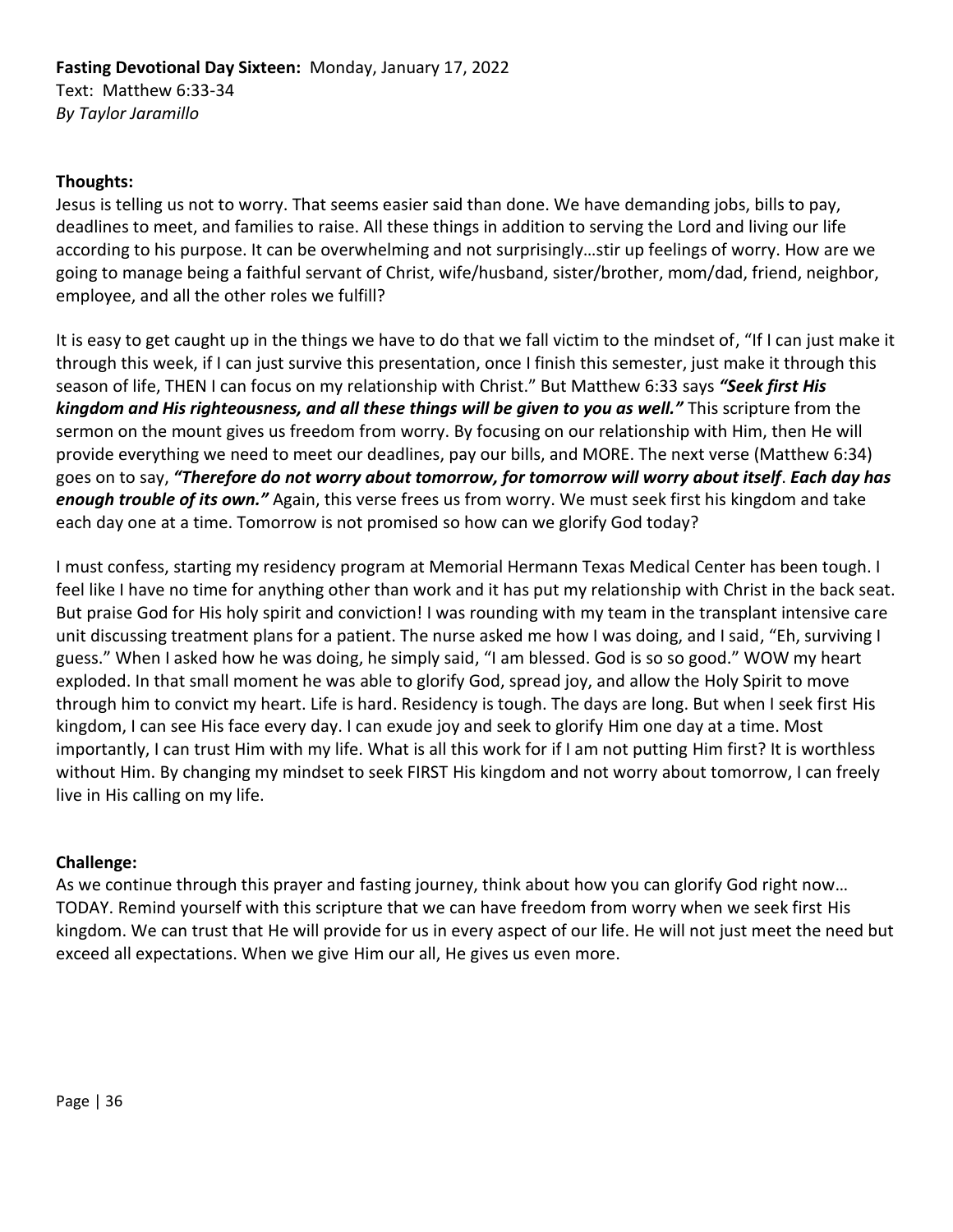**Fasting Devotional Day Sixteen:** Monday, January 17, 2022
Text: Matthew 6:33-34
*By Taylor Jaramillo*

**Thoughts:**
Jesus is telling us not to worry. That seems easier said than done. We have demanding jobs, bills to pay, deadlines to meet, and families to raise. All these things in addition to serving the Lord and living our life according to his purpose. It can be overwhelming and not surprisingly…stir up feelings of worry. How are we going to manage being a faithful servant of Christ, wife/husband, sister/brother, mom/dad, friend, neighbor, employee, and all the other roles we fulfill?

It is easy to get caught up in the things we have to do that we fall victim to the mindset of, "If I can just make it through this week, if I can just survive this presentation, once I finish this semester, just make it through this season of life, THEN I can focus on my relationship with Christ." But Matthew 6:33 says ***"Seek first His kingdom and His righteousness, and all these things will be given to you as well."*** This scripture from the sermon on the mount gives us freedom from worry. By focusing on our relationship with Him, then He will provide everything we need to meet our deadlines, pay our bills, and MORE. The next verse (Matthew 6:34) goes on to say, ***"Therefore do not worry about tomorrow, for tomorrow will worry about itself*. *Each day has enough trouble of its own."*** Again, this verse frees us from worry. We must seek first his kingdom and take each day one at a time. Tomorrow is not promised so how can we glorify God today?

I must confess, starting my residency program at Memorial Hermann Texas Medical Center has been tough. I feel like I have no time for anything other than work and it has put my relationship with Christ in the back seat. But praise God for His holy spirit and conviction! I was rounding with my team in the transplant intensive care unit discussing treatment plans for a patient. The nurse asked me how I was doing, and I said, "Eh, surviving I guess." When I asked how he was doing, he simply said, "I am blessed. God is so so good." WOW my heart exploded. In that small moment he was able to glorify God, spread joy, and allow the Holy Spirit to move through him to convict my heart. Life is hard. Residency is tough. The days are long. But when I seek first His kingdom, I can see His face every day. I can exude joy and seek to glorify Him one day at a time. Most importantly, I can trust Him with my life. What is all this work for if I am not putting Him first? It is worthless without Him. By changing my mindset to seek FIRST His kingdom and not worry about tomorrow, I can freely live in His calling on my life.

**Challenge:**
As we continue through this prayer and fasting journey, think about how you can glorify God right now… TODAY. Remind yourself with this scripture that we can have freedom from worry when we seek first His kingdom. We can trust that He will provide for us in every aspect of our life. He will not just meet the need but exceed all expectations. When we give Him our all, He gives us even more.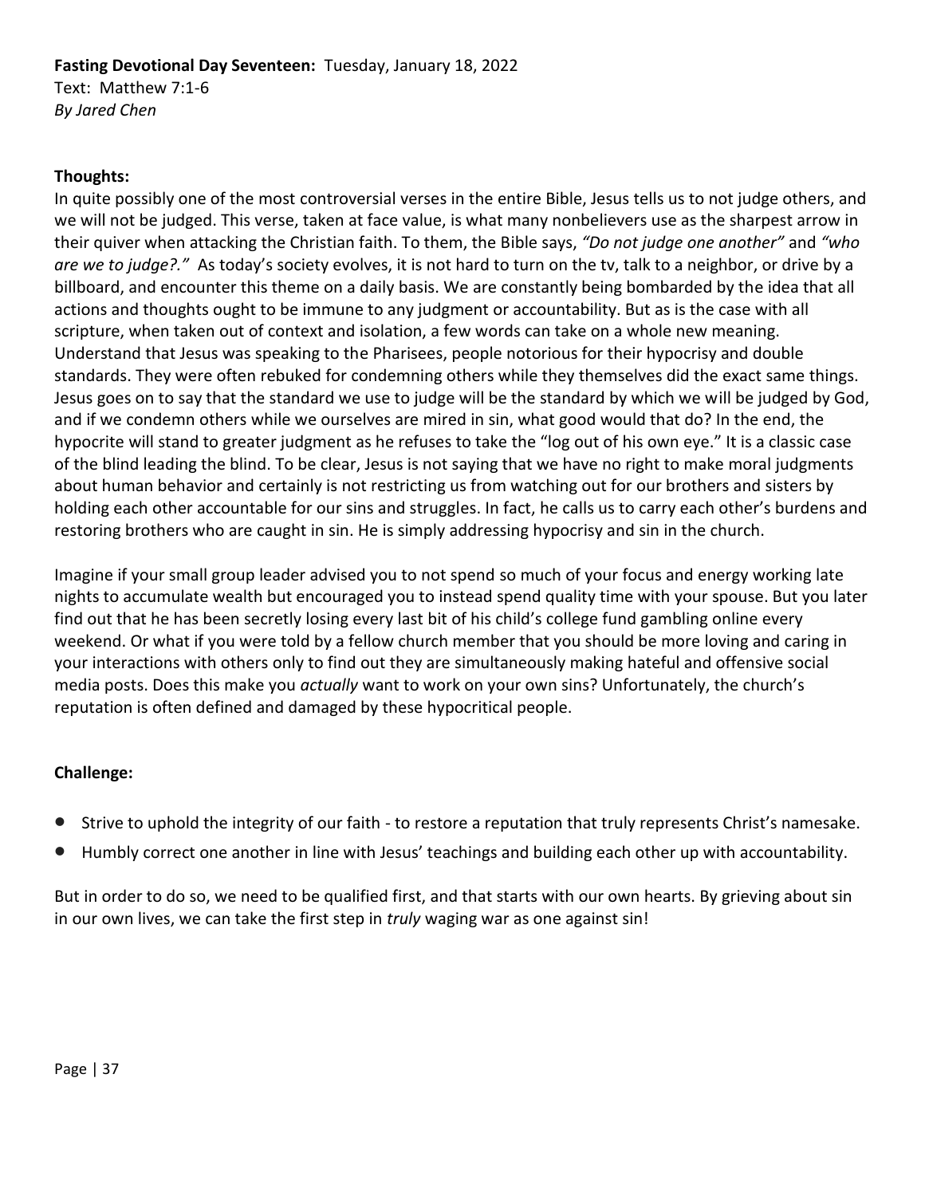**Fasting Devotional Day Seventeen:** Tuesday, January 18, 2022
Text: Matthew 7:1-6
*By Jared Chen*

**Thoughts:**

In quite possibly one of the most controversial verses in the entire Bible, Jesus tells us to not judge others, and we will not be judged. This verse, taken at face value, is what many nonbelievers use as the sharpest arrow in their quiver when attacking the Christian faith. To them, the Bible says, *"Do not judge one another"* and *"who are we to judge?."* As today's society evolves, it is not hard to turn on the tv, talk to a neighbor, or drive by a billboard, and encounter this theme on a daily basis. We are constantly being bombarded by the idea that all actions and thoughts ought to be immune to any judgment or accountability. But as is the case with all scripture, when taken out of context and isolation, a few words can take on a whole new meaning. Understand that Jesus was speaking to the Pharisees, people notorious for their hypocrisy and double standards. They were often rebuked for condemning others while they themselves did the exact same things. Jesus goes on to say that the standard we use to judge will be the standard by which we will be judged by God, and if we condemn others while we ourselves are mired in sin, what good would that do? In the end, the hypocrite will stand to greater judgment as he refuses to take the "log out of his own eye." It is a classic case of the blind leading the blind. To be clear, Jesus is not saying that we have no right to make moral judgments about human behavior and certainly is not restricting us from watching out for our brothers and sisters by holding each other accountable for our sins and struggles. In fact, he calls us to carry each other's burdens and restoring brothers who are caught in sin. He is simply addressing hypocrisy and sin in the church.

Imagine if your small group leader advised you to not spend so much of your focus and energy working late nights to accumulate wealth but encouraged you to instead spend quality time with your spouse. But you later find out that he has been secretly losing every last bit of his child's college fund gambling online every weekend. Or what if you were told by a fellow church member that you should be more loving and caring in your interactions with others only to find out they are simultaneously making hateful and offensive social media posts. Does this make you *actually* want to work on your own sins? Unfortunately, the church's reputation is often defined and damaged by these hypocritical people.

**Challenge:**

- Strive to uphold the integrity of our faith - to restore a reputation that truly represents Christ's namesake.
- Humbly correct one another in line with Jesus' teachings and building each other up with accountability.

But in order to do so, we need to be qualified first, and that starts with our own hearts. By grieving about sin in our own lives, we can take the first step in *truly* waging war as one against sin!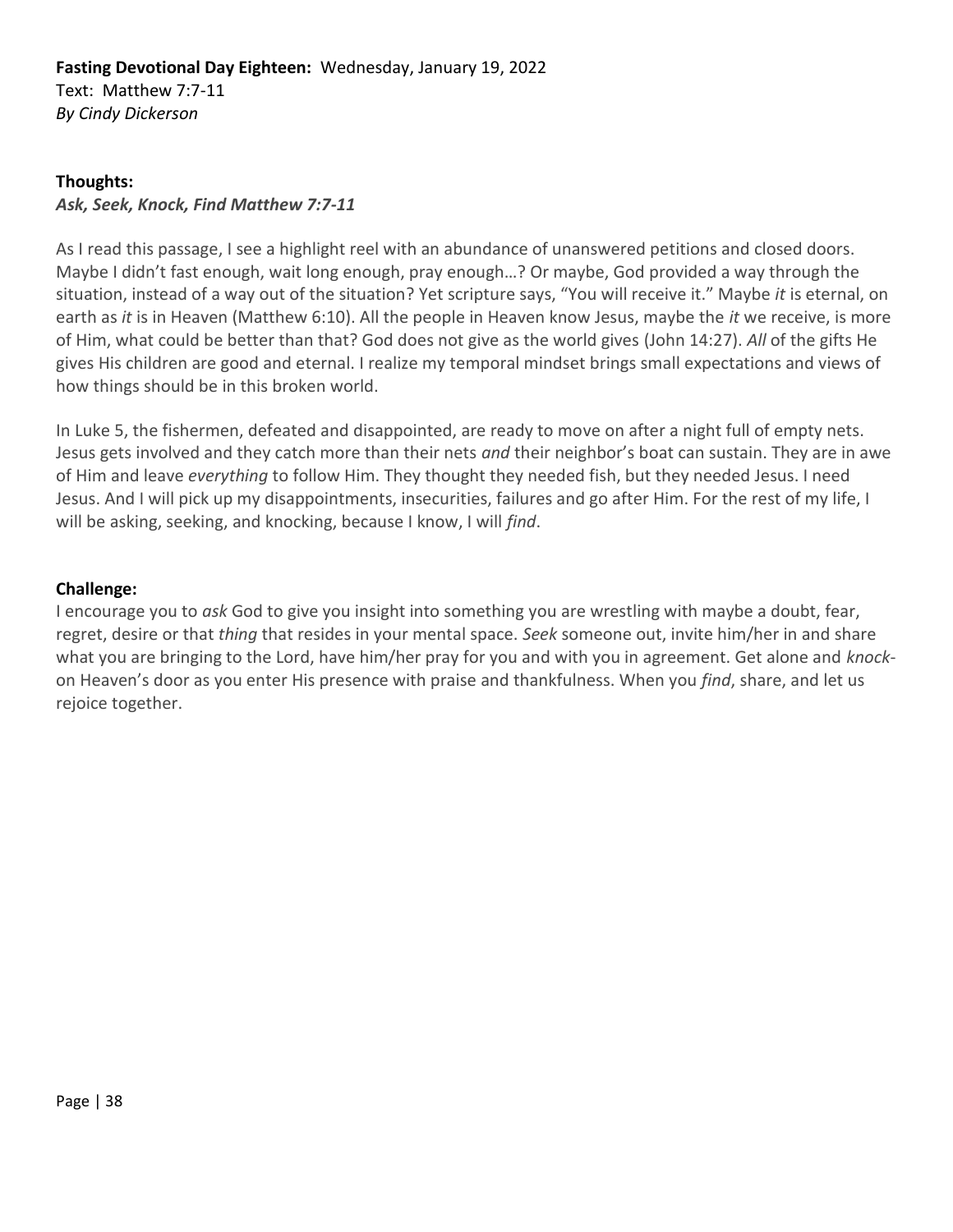**Fasting Devotional Day Eighteen:** Wednesday, January 19, 2022
Text: Matthew 7:7-11
*By Cindy Dickerson*

**Thoughts:**
***Ask, Seek, Knock, Find Matthew 7:7-11***

As I read this passage, I see a highlight reel with an abundance of unanswered petitions and closed doors. Maybe I didn't fast enough, wait long enough, pray enough…? Or maybe, God provided a way through the situation, instead of a way out of the situation? Yet scripture says, "You will receive it." Maybe *it* is eternal, on earth as *it* is in Heaven (Matthew 6:10). All the people in Heaven know Jesus, maybe the *it* we receive, is more of Him, what could be better than that? God does not give as the world gives (John 14:27). *All* of the gifts He gives His children are good and eternal. I realize my temporal mindset brings small expectations and views of how things should be in this broken world.

In Luke 5, the fishermen, defeated and disappointed, are ready to move on after a night full of empty nets. Jesus gets involved and they catch more than their nets *and* their neighbor's boat can sustain. They are in awe of Him and leave *everything* to follow Him. They thought they needed fish, but they needed Jesus. I need Jesus. And I will pick up my disappointments, insecurities, failures and go after Him. For the rest of my life, I will be asking, seeking, and knocking, because I know, I will *find*.

**Challenge:**
I encourage you to *ask* God to give you insight into something you are wrestling with maybe a doubt, fear, regret, desire or that *thing* that resides in your mental space. *Seek* someone out, invite him/her in and share what you are bringing to the Lord, have him/her pray for you and with you in agreement. Get alone and *knock*-on Heaven's door as you enter His presence with praise and thankfulness. When you *find*, share, and let us rejoice together.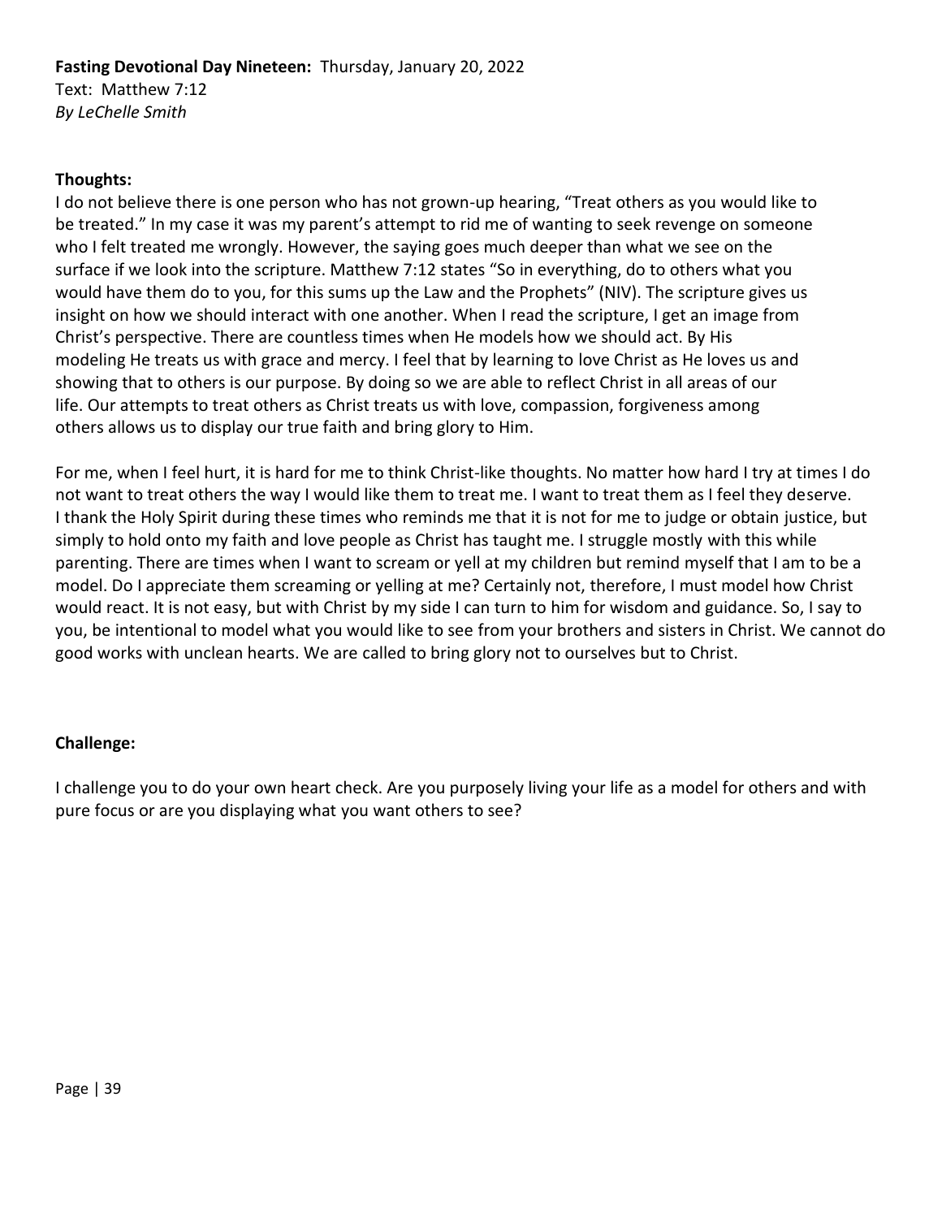**Fasting Devotional Day Nineteen:** Thursday, January 20, 2022
Text: Matthew 7:12
*By LeChelle Smith*

**Thoughts:**

I do not believe there is one person who has not grown-up hearing, "Treat others as you would like to be treated." In my case it was my parent's attempt to rid me of wanting to seek revenge on someone who I felt treated me wrongly. However, the saying goes much deeper than what we see on the surface if we look into the scripture. Matthew 7:12 states "So in everything, do to others what you would have them do to you, for this sums up the Law and the Prophets" (NIV). The scripture gives us insight on how we should interact with one another. When I read the scripture, I get an image from Christ's perspective. There are countless times when He models how we should act. By His modeling He treats us with grace and mercy. I feel that by learning to love Christ as He loves us and showing that to others is our purpose. By doing so we are able to reflect Christ in all areas of our life. Our attempts to treat others as Christ treats us with love, compassion, forgiveness among others allows us to display our true faith and bring glory to Him.

For me, when I feel hurt, it is hard for me to think Christ-like thoughts. No matter how hard I try at times I do not want to treat others the way I would like them to treat me. I want to treat them as I feel they deserve. I thank the Holy Spirit during these times who reminds me that it is not for me to judge or obtain justice, but simply to hold onto my faith and love people as Christ has taught me. I struggle mostly with this while parenting. There are times when I want to scream or yell at my children but remind myself that I am to be a model. Do I appreciate them screaming or yelling at me? Certainly not, therefore, I must model how Christ would react. It is not easy, but with Christ by my side I can turn to him for wisdom and guidance. So, I say to you, be intentional to model what you would like to see from your brothers and sisters in Christ. We cannot do good works with unclean hearts. We are called to bring glory not to ourselves but to Christ.

**Challenge:**

I challenge you to do your own heart check. Are you purposely living your life as a model for others and with pure focus or are you displaying what you want others to see?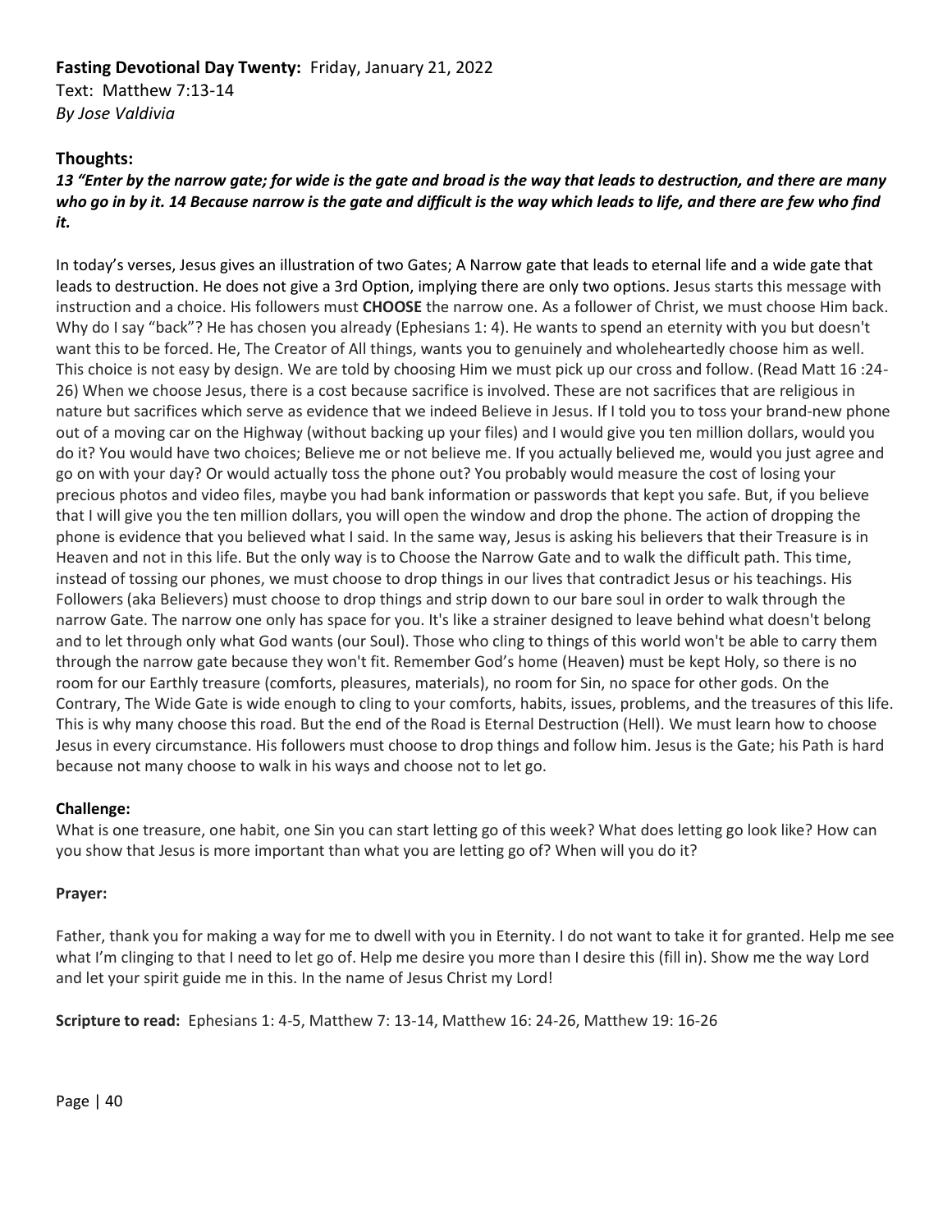**Fasting Devotional Day Twenty:** Friday, January 21, 2022
Text: Matthew 7:13-14
*By Jose Valdivia*

**Thoughts:**

***13 "Enter by the narrow gate; for wide is the gate and broad is the way that leads to destruction, and there are many who go in by it. 14 Because narrow is the gate and difficult is the way which leads to life, and there are few who find it.***

In today's verses, Jesus gives an illustration of two Gates; A Narrow gate that leads to eternal life and a wide gate that leads to destruction. He does not give a 3rd Option, implying there are only two options. Jesus starts this message with instruction and a choice. His followers must **CHOOSE** the narrow one. As a follower of Christ, we must choose Him back. Why do I say "back"? He has chosen you already (Ephesians 1: 4). He wants to spend an eternity with you but doesn't want this to be forced. He, The Creator of All things, wants you to genuinely and wholeheartedly choose him as well. This choice is not easy by design. We are told by choosing Him we must pick up our cross and follow. (Read Matt 16 :24-26) When we choose Jesus, there is a cost because sacrifice is involved. These are not sacrifices that are religious in nature but sacrifices which serve as evidence that we indeed Believe in Jesus. If I told you to toss your brand-new phone out of a moving car on the Highway (without backing up your files) and I would give you ten million dollars, would you do it? You would have two choices; Believe me or not believe me. If you actually believed me, would you just agree and go on with your day? Or would actually toss the phone out? You probably would measure the cost of losing your precious photos and video files, maybe you had bank information or passwords that kept you safe. But, if you believe that I will give you the ten million dollars, you will open the window and drop the phone. The action of dropping the phone is evidence that you believed what I said. In the same way, Jesus is asking his believers that their Treasure is in Heaven and not in this life. But the only way is to Choose the Narrow Gate and to walk the difficult path. This time, instead of tossing our phones, we must choose to drop things in our lives that contradict Jesus or his teachings. His Followers (aka Believers) must choose to drop things and strip down to our bare soul in order to walk through the narrow Gate. The narrow one only has space for you. It's like a strainer designed to leave behind what doesn't belong and to let through only what God wants (our Soul). Those who cling to things of this world won't be able to carry them through the narrow gate because they won't fit. Remember God's home (Heaven) must be kept Holy, so there is no room for our Earthly treasure (comforts, pleasures, materials), no room for Sin, no space for other gods. On the Contrary, The Wide Gate is wide enough to cling to your comforts, habits, issues, problems, and the treasures of this life. This is why many choose this road. But the end of the Road is Eternal Destruction (Hell). We must learn how to choose Jesus in every circumstance. His followers must choose to drop things and follow him. Jesus is the Gate; his Path is hard because not many choose to walk in his ways and choose not to let go.

**Challenge:**

What is one treasure, one habit, one Sin you can start letting go of this week? What does letting go look like? How can you show that Jesus is more important than what you are letting go of? When will you do it?

**Prayer:**

Father, thank you for making a way for me to dwell with you in Eternity. I do not want to take it for granted. Help me see what I'm clinging to that I need to let go of. Help me desire you more than I desire this (fill in). Show me the way Lord and let your spirit guide me in this. In the name of Jesus Christ my Lord!

**Scripture to read:** Ephesians 1: 4-5, Matthew 7: 13-14, Matthew 16: 24-26, Matthew 19: 16-26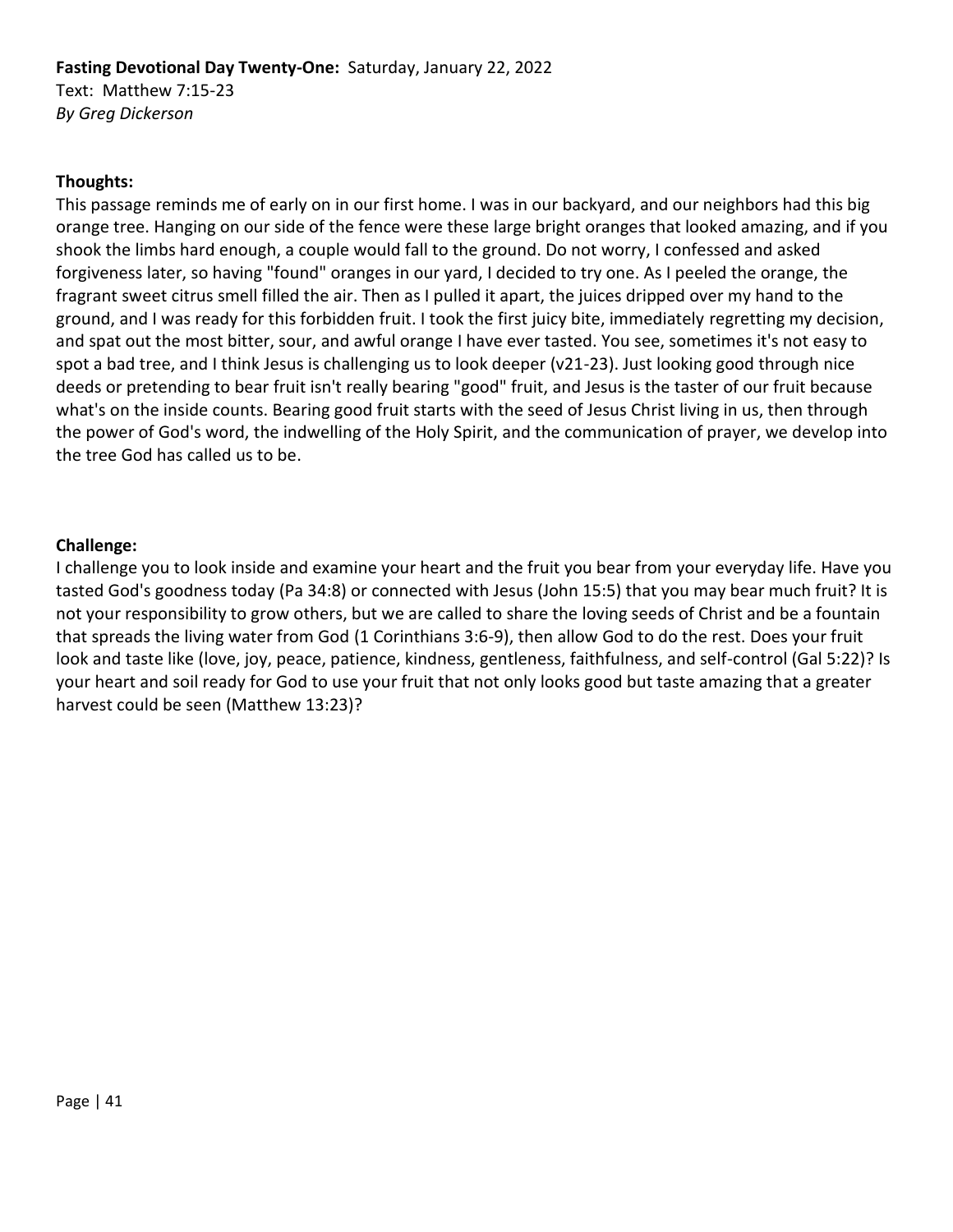**Fasting Devotional Day Twenty-One:** Saturday, January 22, 2022
Text: Matthew 7:15-23
*By Greg Dickerson*

**Thoughts:**

This passage reminds me of early on in our first home. I was in our backyard, and our neighbors had this big orange tree. Hanging on our side of the fence were these large bright oranges that looked amazing, and if you shook the limbs hard enough, a couple would fall to the ground. Do not worry, I confessed and asked forgiveness later, so having "found" oranges in our yard, I decided to try one. As I peeled the orange, the fragrant sweet citrus smell filled the air. Then as I pulled it apart, the juices dripped over my hand to the ground, and I was ready for this forbidden fruit. I took the first juicy bite, immediately regretting my decision, and spat out the most bitter, sour, and awful orange I have ever tasted. You see, sometimes it's not easy to spot a bad tree, and I think Jesus is challenging us to look deeper (v21-23). Just looking good through nice deeds or pretending to bear fruit isn't really bearing "good" fruit, and Jesus is the taster of our fruit because what's on the inside counts. Bearing good fruit starts with the seed of Jesus Christ living in us, then through the power of God's word, the indwelling of the Holy Spirit, and the communication of prayer, we develop into the tree God has called us to be.

**Challenge:**

I challenge you to look inside and examine your heart and the fruit you bear from your everyday life. Have you tasted God's goodness today (Pa 34:8) or connected with Jesus (John 15:5) that you may bear much fruit? It is not your responsibility to grow others, but we are called to share the loving seeds of Christ and be a fountain that spreads the living water from God (1 Corinthians 3:6-9), then allow God to do the rest. Does your fruit look and taste like (love, joy, peace, patience, kindness, gentleness, faithfulness, and self-control (Gal 5:22)? Is your heart and soil ready for God to use your fruit that not only looks good but taste amazing that a greater harvest could be seen (Matthew 13:23)?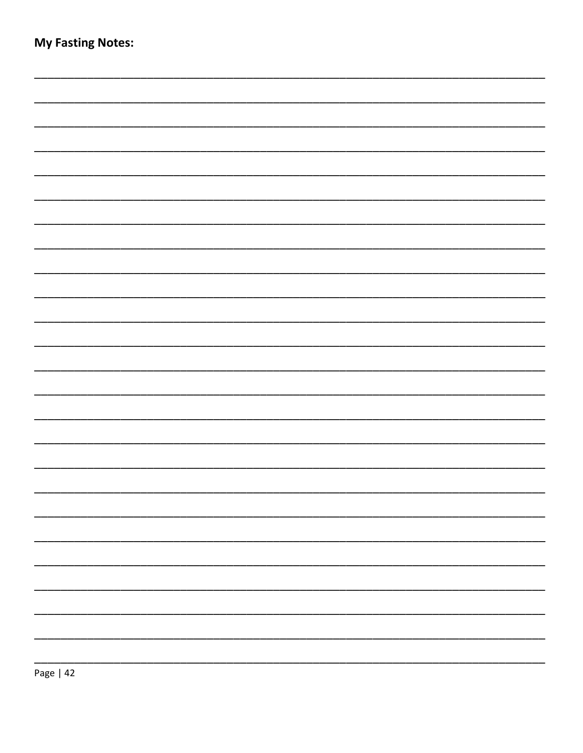**My Fasting Notes:**

________________________________________________________________________________

________________________________________________________________________________

________________________________________________________________________________

________________________________________________________________________________

________________________________________________________________________________

________________________________________________________________________________

________________________________________________________________________________

________________________________________________________________________________

________________________________________________________________________________

________________________________________________________________________________

________________________________________________________________________________

________________________________________________________________________________

________________________________________________________________________________

________________________________________________________________________________

________________________________________________________________________________

________________________________________________________________________________

________________________________________________________________________________

________________________________________________________________________________

________________________________________________________________________________

________________________________________________________________________________

________________________________________________________________________________

________________________________________________________________________________

________________________________________________________________________________

________________________________________________________________________________

________________________________________________________________________________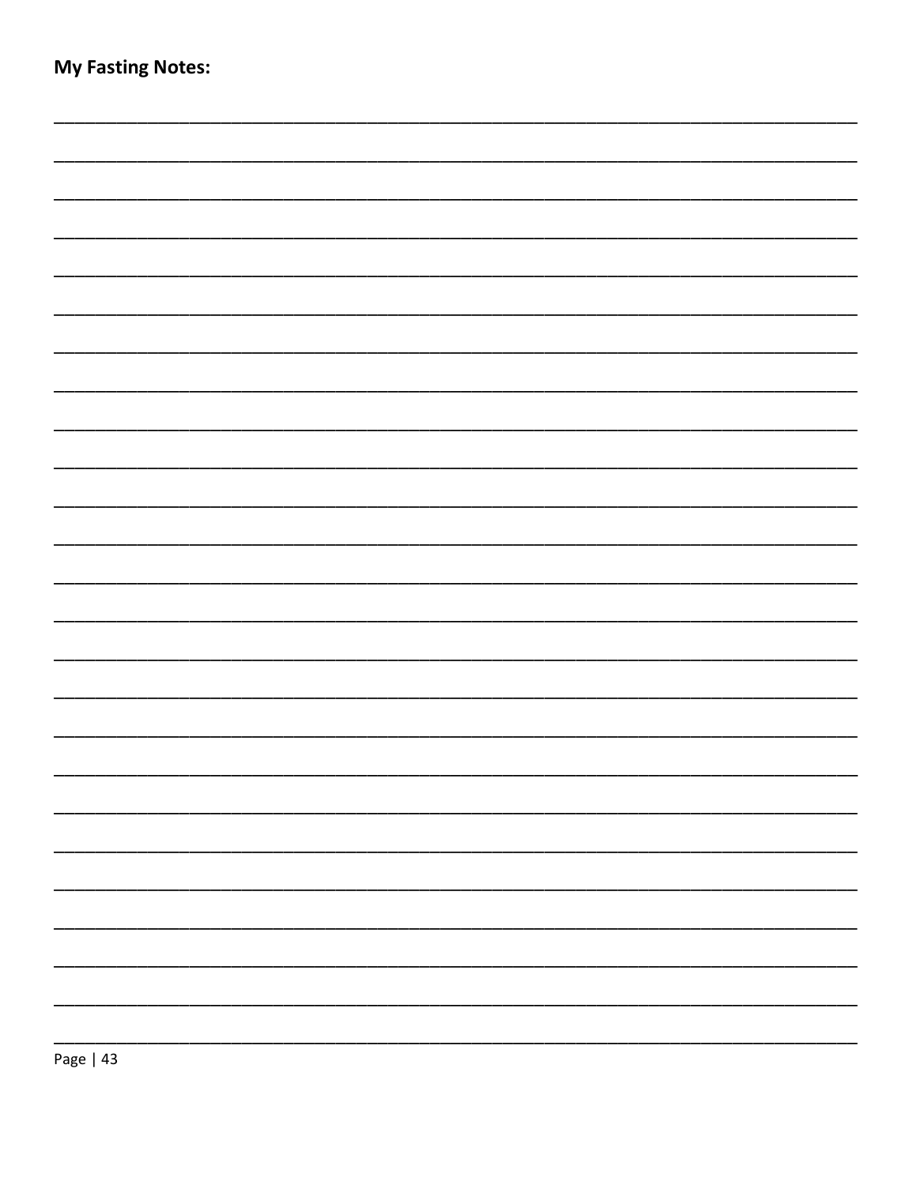**My Fasting Notes:**

_______________________________________________________________________________

_______________________________________________________________________________

_______________________________________________________________________________

_______________________________________________________________________________

_______________________________________________________________________________

_______________________________________________________________________________

_______________________________________________________________________________

_______________________________________________________________________________

_______________________________________________________________________________

_______________________________________________________________________________

_______________________________________________________________________________

_______________________________________________________________________________

_______________________________________________________________________________

_______________________________________________________________________________

_______________________________________________________________________________

_______________________________________________________________________________

_______________________________________________________________________________

_______________________________________________________________________________

_______________________________________________________________________________

_______________________________________________________________________________

_______________________________________________________________________________

_______________________________________________________________________________

_______________________________________________________________________________

_______________________________________________________________________________